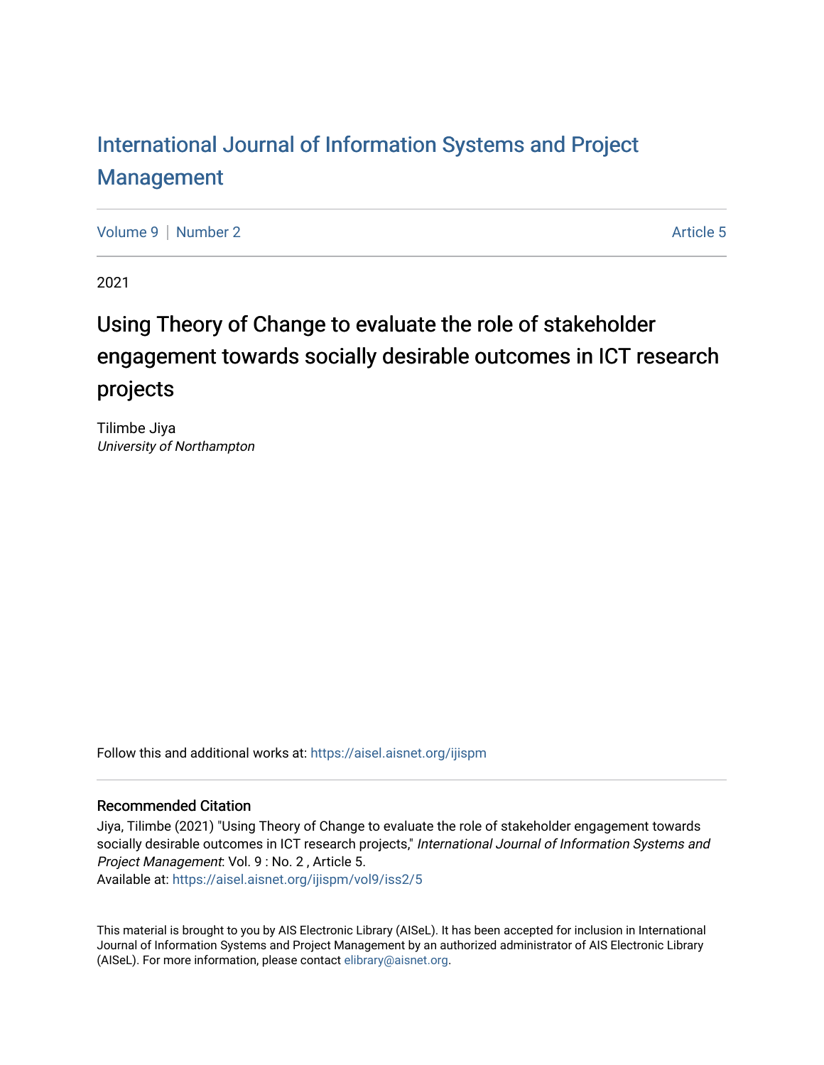# International Journal of Information Systems and Project Management

Volume 9 | Number 2 | Article 5

2021

## Using Theory of Change to evaluate the role of stakeholder engagement towards socially desirable outcomes in ICT research projects

Tilimbe Jiya
*University of Northampton*

Follow this and additional works at: https://aisel.aisnet.org/ijispm

### Recommended Citation

Jiya, Tilimbe (2021) "Using Theory of Change to evaluate the role of stakeholder engagement towards socially desirable outcomes in ICT research projects," *International Journal of Information Systems and Project Management*: Vol. 9 : No. 2 , Article 5.
Available at: https://aisel.aisnet.org/ijispm/vol9/iss2/5

This material is brought to you by AIS Electronic Library (AISeL). It has been accepted for inclusion in International Journal of Information Systems and Project Management by an authorized administrator of AIS Electronic Library (AISeL). For more information, please contact elibrary@aisnet.org.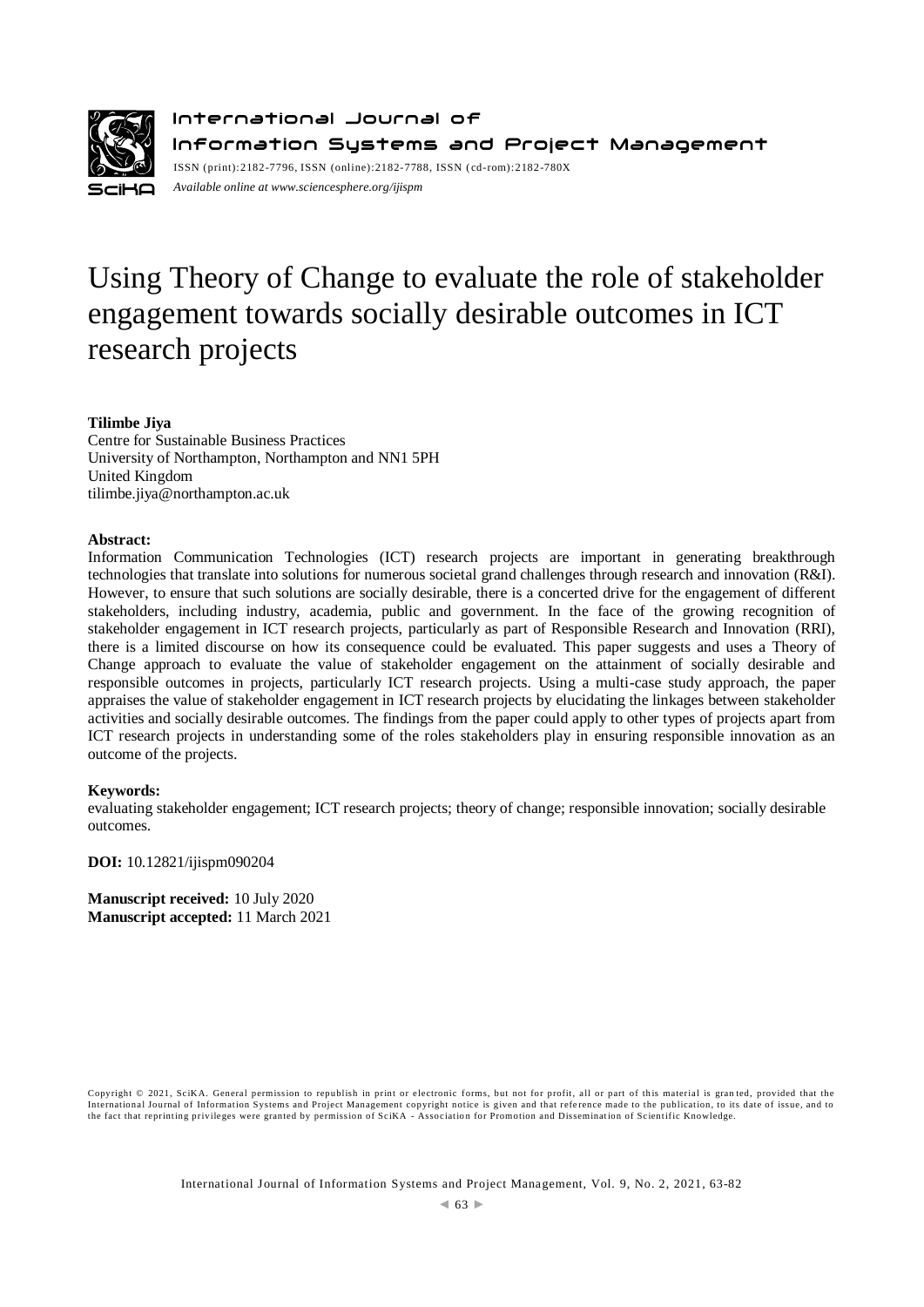# Using Theory of Change to evaluate the role of stakeholder engagement towards socially desirable outcomes in ICT research projects

**Tilimbe Jiya**
Centre for Sustainable Business Practices
University of Northampton, Northampton and NN1 5PH
United Kingdom
tilimbe.jiya@northampton.ac.uk

**Abstract:**
Information Communication Technologies (ICT) research projects are important in generating breakthrough technologies that translate into solutions for numerous societal grand challenges through research and innovation (R&I). However, to ensure that such solutions are socially desirable, there is a concerted drive for the engagement of different stakeholders, including industry, academia, public and government. In the face of the growing recognition of stakeholder engagement in ICT research projects, particularly as part of Responsible Research and Innovation (RRI), there is a limited discourse on how its consequence could be evaluated. This paper suggests and uses a Theory of Change approach to evaluate the value of stakeholder engagement on the attainment of socially desirable and responsible outcomes in projects, particularly ICT research projects. Using a multi-case study approach, the paper appraises the value of stakeholder engagement in ICT research projects by elucidating the linkages between stakeholder activities and socially desirable outcomes. The findings from the paper could apply to other types of projects apart from ICT research projects in understanding some of the roles stakeholders play in ensuring responsible innovation as an outcome of the projects.

**Keywords:**
evaluating stakeholder engagement; ICT research projects; theory of change; responsible innovation; socially desirable outcomes.

**DOI:** 10.12821/ijispm090204

**Manuscript received:** 10 July 2020
**Manuscript accepted:** 11 March 2021

Copyright © 2021, SciKA. General permission to republish in print or electronic forms, but not for profit, all or part of this material is granted, provided that the International Journal of Information Systems and Project Management copyright notice is given and that reference made to the publication, to its date of issue, and to the fact that reprinting privileges were granted by permission of SciKA - Association for Promotion and Dissemination of Scientific Knowledge.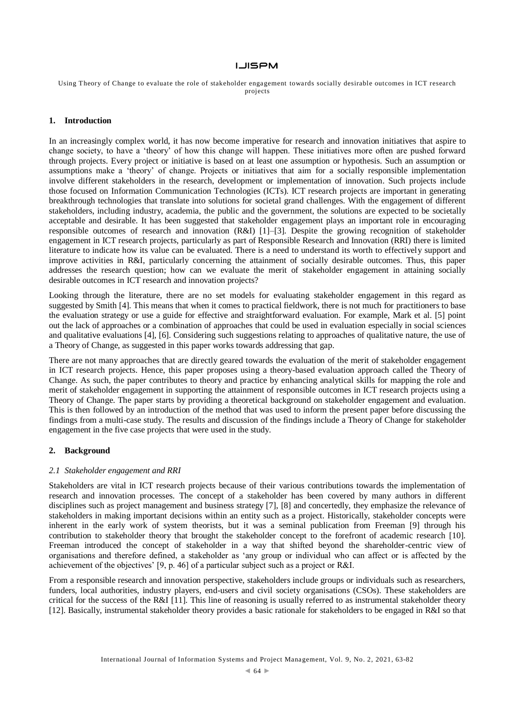## 1. Introduction

In an increasingly complex world, it has now become imperative for research and innovation initiatives that aspire to change society, to have a 'theory' of how this change will happen. These initiatives more often are pushed forward through projects. Every project or initiative is based on at least one assumption or hypothesis. Such an assumption or assumptions make a 'theory' of change. Projects or initiatives that aim for a socially responsible implementation involve different stakeholders in the research, development or implementation of innovation. Such projects include those focused on Information Communication Technologies (ICTs). ICT research projects are important in generating breakthrough technologies that translate into solutions for societal grand challenges. With the engagement of different stakeholders, including industry, academia, the public and the government, the solutions are expected to be societally acceptable and desirable. It has been suggested that stakeholder engagement plays an important role in encouraging responsible outcomes of research and innovation (R&I) [1]–[3]. Despite the growing recognition of stakeholder engagement in ICT research projects, particularly as part of Responsible Research and Innovation (RRI) there is limited literature to indicate how its value can be evaluated. There is a need to understand its worth to effectively support and improve activities in R&I, particularly concerning the attainment of socially desirable outcomes. Thus, this paper addresses the research question; how can we evaluate the merit of stakeholder engagement in attaining socially desirable outcomes in ICT research and innovation projects?

Looking through the literature, there are no set models for evaluating stakeholder engagement in this regard as suggested by Smith [4]. This means that when it comes to practical fieldwork, there is not much for practitioners to base the evaluation strategy or use a guide for effective and straightforward evaluation. For example, Mark et al. [5] point out the lack of approaches or a combination of approaches that could be used in evaluation especially in social sciences and qualitative evaluations [4], [6]. Considering such suggestions relating to approaches of qualitative nature, the use of a Theory of Change, as suggested in this paper works towards addressing that gap.

There are not many approaches that are directly geared towards the evaluation of the merit of stakeholder engagement in ICT research projects. Hence, this paper proposes using a theory-based evaluation approach called the Theory of Change. As such, the paper contributes to theory and practice by enhancing analytical skills for mapping the role and merit of stakeholder engagement in supporting the attainment of responsible outcomes in ICT research projects using a Theory of Change. The paper starts by providing a theoretical background on stakeholder engagement and evaluation. This is then followed by an introduction of the method that was used to inform the present paper before discussing the findings from a multi-case study. The results and discussion of the findings include a Theory of Change for stakeholder engagement in the five case projects that were used in the study.

## 2. Background

### *2.1 Stakeholder engagement and RRI*

Stakeholders are vital in ICT research projects because of their various contributions towards the implementation of research and innovation processes. The concept of a stakeholder has been covered by many authors in different disciplines such as project management and business strategy [7], [8] and concertedly, they emphasize the relevance of stakeholders in making important decisions within an entity such as a project. Historically, stakeholder concepts were inherent in the early work of system theorists, but it was a seminal publication from Freeman [9] through his contribution to stakeholder theory that brought the stakeholder concept to the forefront of academic research [10]. Freeman introduced the concept of stakeholder in a way that shifted beyond the shareholder-centric view of organisations and therefore defined, a stakeholder as 'any group or individual who can affect or is affected by the achievement of the objectives' [9, p. 46] of a particular subject such as a project or R&I.

From a responsible research and innovation perspective, stakeholders include groups or individuals such as researchers, funders, local authorities, industry players, end-users and civil society organisations (CSOs). These stakeholders are critical for the success of the R&I [11]. This line of reasoning is usually referred to as instrumental stakeholder theory [12]. Basically, instrumental stakeholder theory provides a basic rationale for stakeholders to be engaged in R&I so that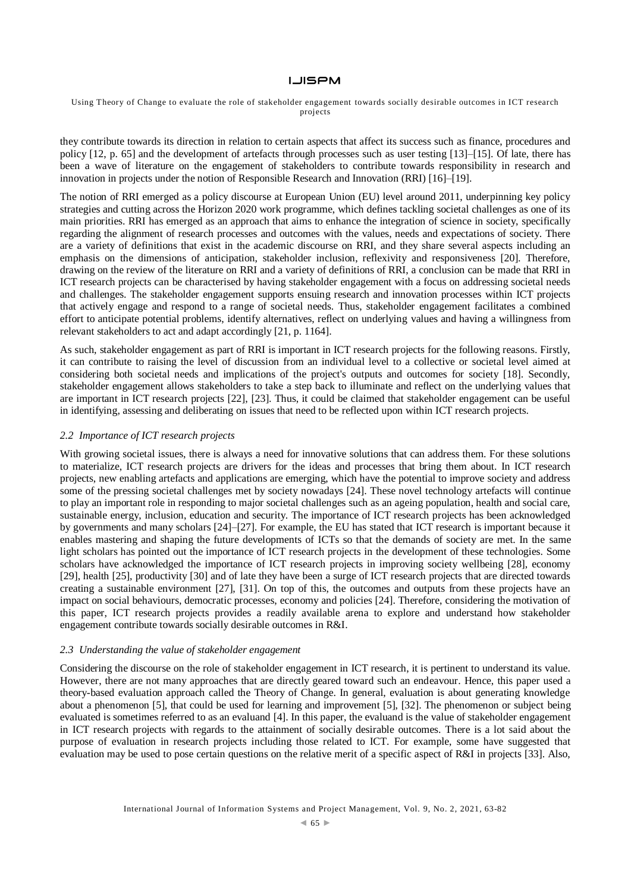they contribute towards its direction in relation to certain aspects that affect its success such as finance, procedures and policy [12, p. 65] and the development of artefacts through processes such as user testing [13]–[15]. Of late, there has been a wave of literature on the engagement of stakeholders to contribute towards responsibility in research and innovation in projects under the notion of Responsible Research and Innovation (RRI) [16]–[19].

The notion of RRI emerged as a policy discourse at European Union (EU) level around 2011, underpinning key policy strategies and cutting across the Horizon 2020 work programme, which defines tackling societal challenges as one of its main priorities. RRI has emerged as an approach that aims to enhance the integration of science in society, specifically regarding the alignment of research processes and outcomes with the values, needs and expectations of society. There are a variety of definitions that exist in the academic discourse on RRI, and they share several aspects including an emphasis on the dimensions of anticipation, stakeholder inclusion, reflexivity and responsiveness [20]. Therefore, drawing on the review of the literature on RRI and a variety of definitions of RRI, a conclusion can be made that RRI in ICT research projects can be characterised by having stakeholder engagement with a focus on addressing societal needs and challenges. The stakeholder engagement supports ensuing research and innovation processes within ICT projects that actively engage and respond to a range of societal needs. Thus, stakeholder engagement facilitates a combined effort to anticipate potential problems, identify alternatives, reflect on underlying values and having a willingness from relevant stakeholders to act and adapt accordingly [21, p. 1164].

As such, stakeholder engagement as part of RRI is important in ICT research projects for the following reasons. Firstly, it can contribute to raising the level of discussion from an individual level to a collective or societal level aimed at considering both societal needs and implications of the project's outputs and outcomes for society [18]. Secondly, stakeholder engagement allows stakeholders to take a step back to illuminate and reflect on the underlying values that are important in ICT research projects [22], [23]. Thus, it could be claimed that stakeholder engagement can be useful in identifying, assessing and deliberating on issues that need to be reflected upon within ICT research projects.

### *2.2 Importance of ICT research projects*

With growing societal issues, there is always a need for innovative solutions that can address them. For these solutions to materialize, ICT research projects are drivers for the ideas and processes that bring them about. In ICT research projects, new enabling artefacts and applications are emerging, which have the potential to improve society and address some of the pressing societal challenges met by society nowadays [24]. These novel technology artefacts will continue to play an important role in responding to major societal challenges such as an ageing population, health and social care, sustainable energy, inclusion, education and security. The importance of ICT research projects has been acknowledged by governments and many scholars [24]–[27]. For example, the EU has stated that ICT research is important because it enables mastering and shaping the future developments of ICTs so that the demands of society are met. In the same light scholars has pointed out the importance of ICT research projects in the development of these technologies. Some scholars have acknowledged the importance of ICT research projects in improving society wellbeing [28], economy [29], health [25], productivity [30] and of late they have been a surge of ICT research projects that are directed towards creating a sustainable environment [27], [31]. On top of this, the outcomes and outputs from these projects have an impact on social behaviours, democratic processes, economy and policies [24]. Therefore, considering the motivation of this paper, ICT research projects provides a readily available arena to explore and understand how stakeholder engagement contribute towards socially desirable outcomes in R&I.

### *2.3 Understanding the value of stakeholder engagement*

Considering the discourse on the role of stakeholder engagement in ICT research, it is pertinent to understand its value. However, there are not many approaches that are directly geared toward such an endeavour. Hence, this paper used a theory-based evaluation approach called the Theory of Change. In general, evaluation is about generating knowledge about a phenomenon [5], that could be used for learning and improvement [5], [32]. The phenomenon or subject being evaluated is sometimes referred to as an evaluand [4]. In this paper, the evaluand is the value of stakeholder engagement in ICT research projects with regards to the attainment of socially desirable outcomes. There is a lot said about the purpose of evaluation in research projects including those related to ICT. For example, some have suggested that evaluation may be used to pose certain questions on the relative merit of a specific aspect of R&I in projects [33]. Also,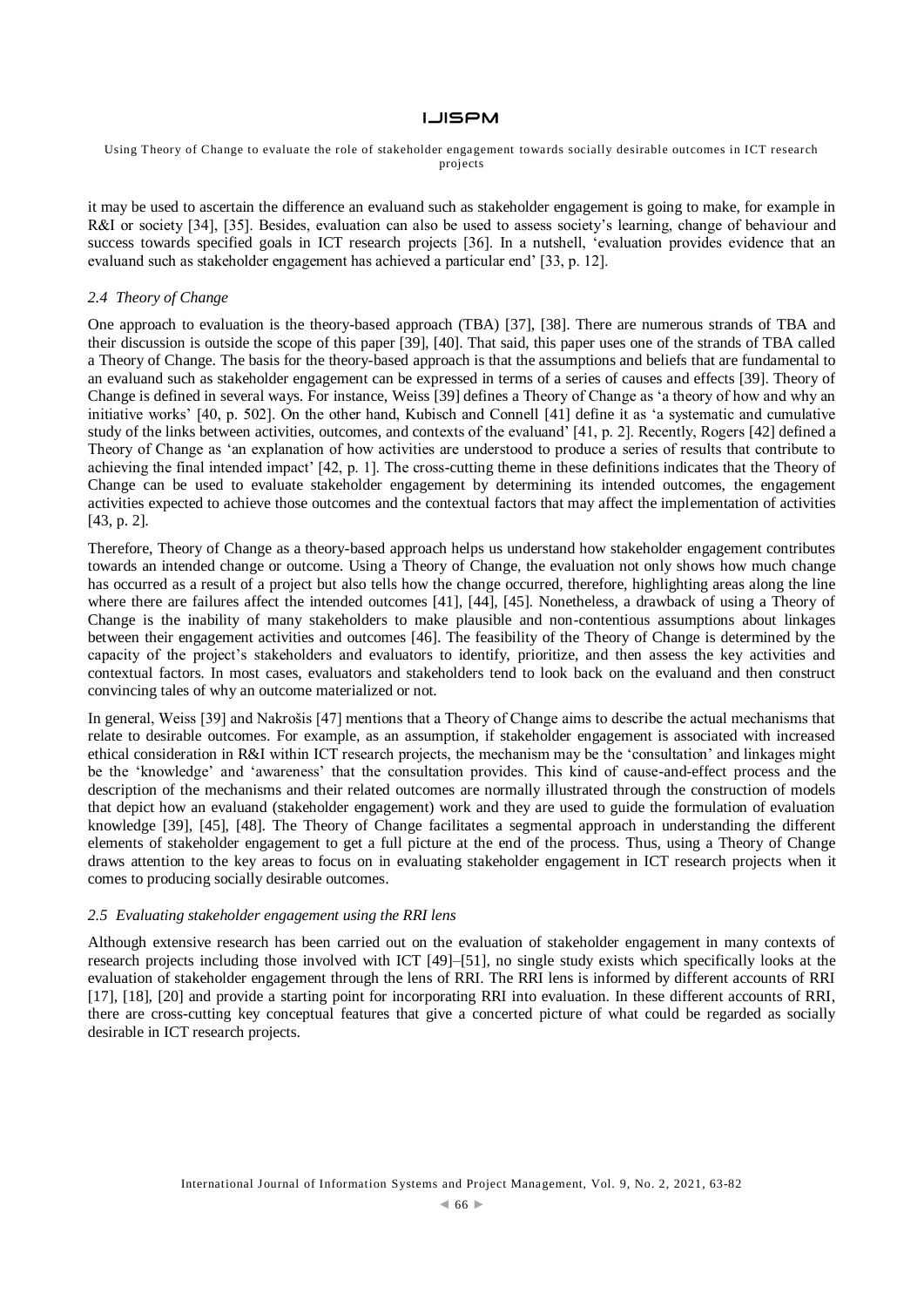it may be used to ascertain the difference an evaluand such as stakeholder engagement is going to make, for example in R&I or society [34], [35]. Besides, evaluation can also be used to assess society's learning, change of behaviour and success towards specified goals in ICT research projects [36]. In a nutshell, 'evaluation provides evidence that an evaluand such as stakeholder engagement has achieved a particular end' [33, p. 12].

### *2.4 Theory of Change*

One approach to evaluation is the theory-based approach (TBA) [37], [38]. There are numerous strands of TBA and their discussion is outside the scope of this paper [39], [40]. That said, this paper uses one of the strands of TBA called a Theory of Change. The basis for the theory-based approach is that the assumptions and beliefs that are fundamental to an evaluand such as stakeholder engagement can be expressed in terms of a series of causes and effects [39]. Theory of Change is defined in several ways. For instance, Weiss [39] defines a Theory of Change as 'a theory of how and why an initiative works' [40, p. 502]. On the other hand, Kubisch and Connell [41] define it as 'a systematic and cumulative study of the links between activities, outcomes, and contexts of the evaluand' [41, p. 2]. Recently, Rogers [42] defined a Theory of Change as 'an explanation of how activities are understood to produce a series of results that contribute to achieving the final intended impact' [42, p. 1]. The cross-cutting theme in these definitions indicates that the Theory of Change can be used to evaluate stakeholder engagement by determining its intended outcomes, the engagement activities expected to achieve those outcomes and the contextual factors that may affect the implementation of activities [43, p. 2].

Therefore, Theory of Change as a theory-based approach helps us understand how stakeholder engagement contributes towards an intended change or outcome. Using a Theory of Change, the evaluation not only shows how much change has occurred as a result of a project but also tells how the change occurred, therefore, highlighting areas along the line where there are failures affect the intended outcomes [41], [44], [45]. Nonetheless, a drawback of using a Theory of Change is the inability of many stakeholders to make plausible and non-contentious assumptions about linkages between their engagement activities and outcomes [46]. The feasibility of the Theory of Change is determined by the capacity of the project's stakeholders and evaluators to identify, prioritize, and then assess the key activities and contextual factors. In most cases, evaluators and stakeholders tend to look back on the evaluand and then construct convincing tales of why an outcome materialized or not.

In general, Weiss [39] and Nakrošis [47] mentions that a Theory of Change aims to describe the actual mechanisms that relate to desirable outcomes. For example, as an assumption, if stakeholder engagement is associated with increased ethical consideration in R&I within ICT research projects, the mechanism may be the 'consultation' and linkages might be the 'knowledge' and 'awareness' that the consultation provides. This kind of cause-and-effect process and the description of the mechanisms and their related outcomes are normally illustrated through the construction of models that depict how an evaluand (stakeholder engagement) work and they are used to guide the formulation of evaluation knowledge [39], [45], [48]. The Theory of Change facilitates a segmental approach in understanding the different elements of stakeholder engagement to get a full picture at the end of the process. Thus, using a Theory of Change draws attention to the key areas to focus on in evaluating stakeholder engagement in ICT research projects when it comes to producing socially desirable outcomes.

### *2.5 Evaluating stakeholder engagement using the RRI lens*

Although extensive research has been carried out on the evaluation of stakeholder engagement in many contexts of research projects including those involved with ICT [49]–[51], no single study exists which specifically looks at the evaluation of stakeholder engagement through the lens of RRI. The RRI lens is informed by different accounts of RRI [17], [18], [20] and provide a starting point for incorporating RRI into evaluation. In these different accounts of RRI, there are cross-cutting key conceptual features that give a concerted picture of what could be regarded as socially desirable in ICT research projects.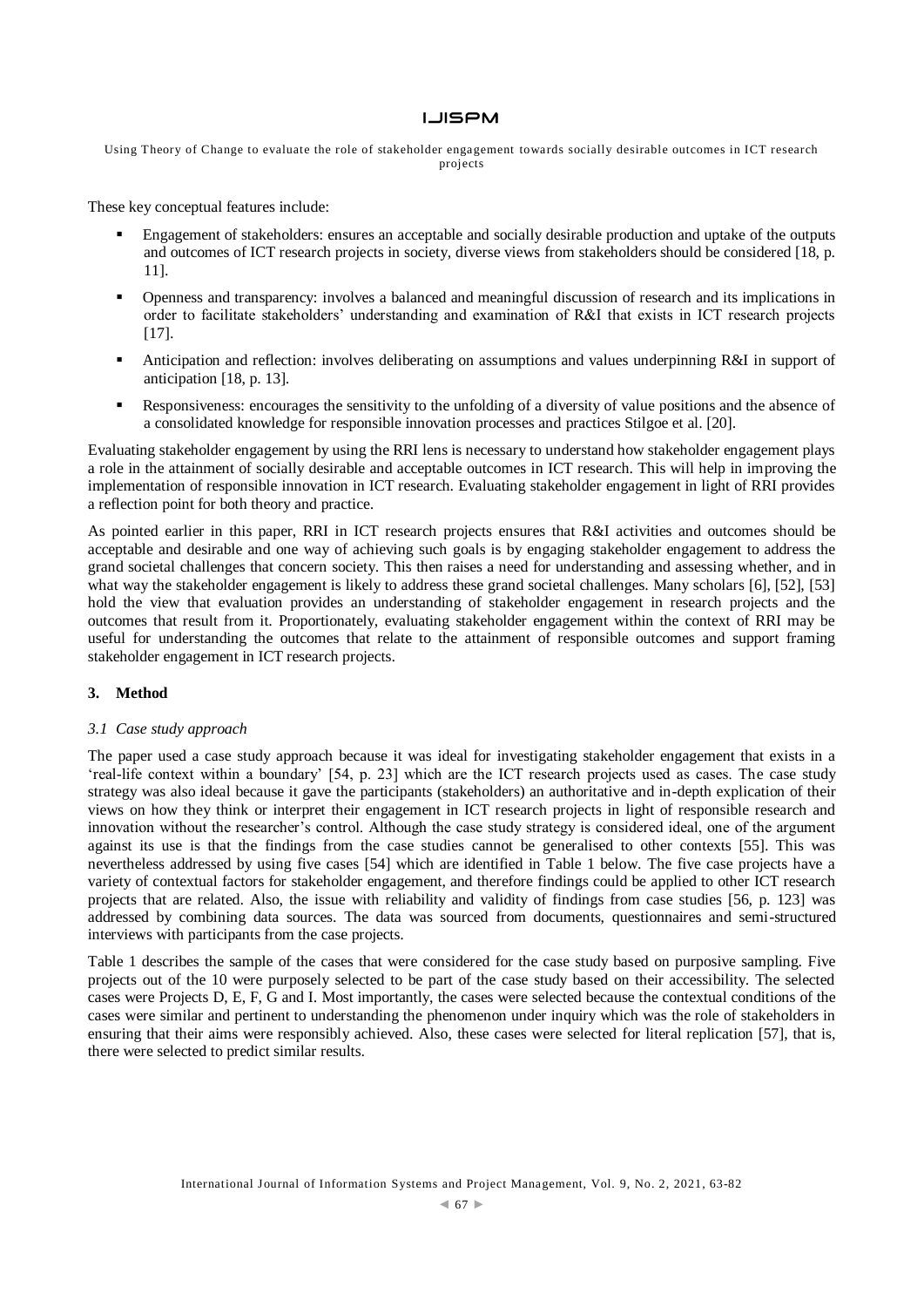These key conceptual features include:

- Engagement of stakeholders: ensures an acceptable and socially desirable production and uptake of the outputs and outcomes of ICT research projects in society, diverse views from stakeholders should be considered [18, p. 11].
- Openness and transparency: involves a balanced and meaningful discussion of research and its implications in order to facilitate stakeholders' understanding and examination of R&I that exists in ICT research projects [17].
- Anticipation and reflection: involves deliberating on assumptions and values underpinning R&I in support of anticipation [18, p. 13].
- Responsiveness: encourages the sensitivity to the unfolding of a diversity of value positions and the absence of a consolidated knowledge for responsible innovation processes and practices Stilgoe et al. [20].

Evaluating stakeholder engagement by using the RRI lens is necessary to understand how stakeholder engagement plays a role in the attainment of socially desirable and acceptable outcomes in ICT research. This will help in improving the implementation of responsible innovation in ICT research. Evaluating stakeholder engagement in light of RRI provides a reflection point for both theory and practice.

As pointed earlier in this paper, RRI in ICT research projects ensures that R&I activities and outcomes should be acceptable and desirable and one way of achieving such goals is by engaging stakeholder engagement to address the grand societal challenges that concern society. This then raises a need for understanding and assessing whether, and in what way the stakeholder engagement is likely to address these grand societal challenges. Many scholars [6], [52], [53] hold the view that evaluation provides an understanding of stakeholder engagement in research projects and the outcomes that result from it. Proportionately, evaluating stakeholder engagement within the context of RRI may be useful for understanding the outcomes that relate to the attainment of responsible outcomes and support framing stakeholder engagement in ICT research projects.

## 3. Method

### *3.1 Case study approach*

The paper used a case study approach because it was ideal for investigating stakeholder engagement that exists in a 'real-life context within a boundary' [54, p. 23] which are the ICT research projects used as cases. The case study strategy was also ideal because it gave the participants (stakeholders) an authoritative and in-depth explication of their views on how they think or interpret their engagement in ICT research projects in light of responsible research and innovation without the researcher's control. Although the case study strategy is considered ideal, one of the argument against its use is that the findings from the case studies cannot be generalised to other contexts [55]. This was nevertheless addressed by using five cases [54] which are identified in Table 1 below. The five case projects have a variety of contextual factors for stakeholder engagement, and therefore findings could be applied to other ICT research projects that are related. Also, the issue with reliability and validity of findings from case studies [56, p. 123] was addressed by combining data sources. The data was sourced from documents, questionnaires and semi-structured interviews with participants from the case projects.

Table 1 describes the sample of the cases that were considered for the case study based on purposive sampling. Five projects out of the 10 were purposely selected to be part of the case study based on their accessibility. The selected cases were Projects D, E, F, G and I. Most importantly, the cases were selected because the contextual conditions of the cases were similar and pertinent to understanding the phenomenon under inquiry which was the role of stakeholders in ensuring that their aims were responsibly achieved. Also, these cases were selected for literal replication [57], that is, there were selected to predict similar results.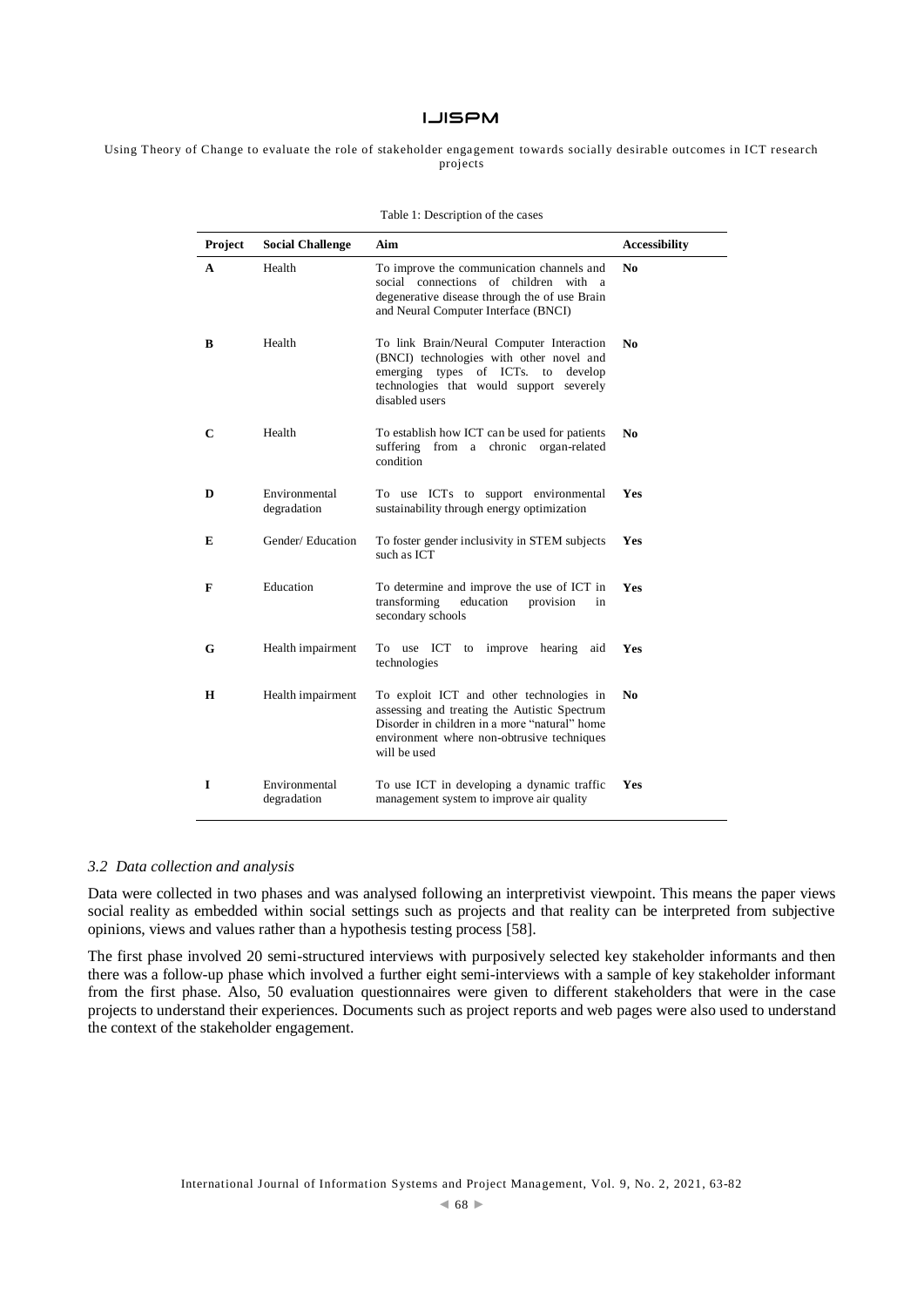Table 1: Description of the cases

| Project | Social Challenge | Aim | Accessibility |
|---|---|---|---|
| **A** | Health | To improve the communication channels and social connections of children with a degenerative disease through the of use Brain and Neural Computer Interface (BNCI) | **No** |
| **B** | Health | To link Brain/Neural Computer Interaction (BNCI) technologies with other novel and emerging types of ICTs. to develop technologies that would support severely disabled users | **No** |
| **C** | Health | To establish how ICT can be used for patients suffering from a chronic organ-related condition | **No** |
| **D** | Environmental degradation | To use ICTs to support environmental sustainability through energy optimization | **Yes** |
| **E** | Gender/ Education | To foster gender inclusivity in STEM subjects such as ICT | **Yes** |
| **F** | Education | To determine and improve the use of ICT in transforming education provision in secondary schools | **Yes** |
| **G** | Health impairment | To use ICT to improve hearing aid technologies | **Yes** |
| **H** | Health impairment | To exploit ICT and other technologies in assessing and treating the Autistic Spectrum Disorder in children in a more "natural" home environment where non-obtrusive techniques will be used | **No** |
| **I** | Environmental degradation | To use ICT in developing a dynamic traffic management system to improve air quality | **Yes** |

### *3.2 Data collection and analysis*

Data were collected in two phases and was analysed following an interpretivist viewpoint. This means the paper views social reality as embedded within social settings such as projects and that reality can be interpreted from subjective opinions, views and values rather than a hypothesis testing process [58].

The first phase involved 20 semi-structured interviews with purposively selected key stakeholder informants and then there was a follow-up phase which involved a further eight semi-interviews with a sample of key stakeholder informant from the first phase. Also, 50 evaluation questionnaires were given to different stakeholders that were in the case projects to understand their experiences. Documents such as project reports and web pages were also used to understand the context of the stakeholder engagement.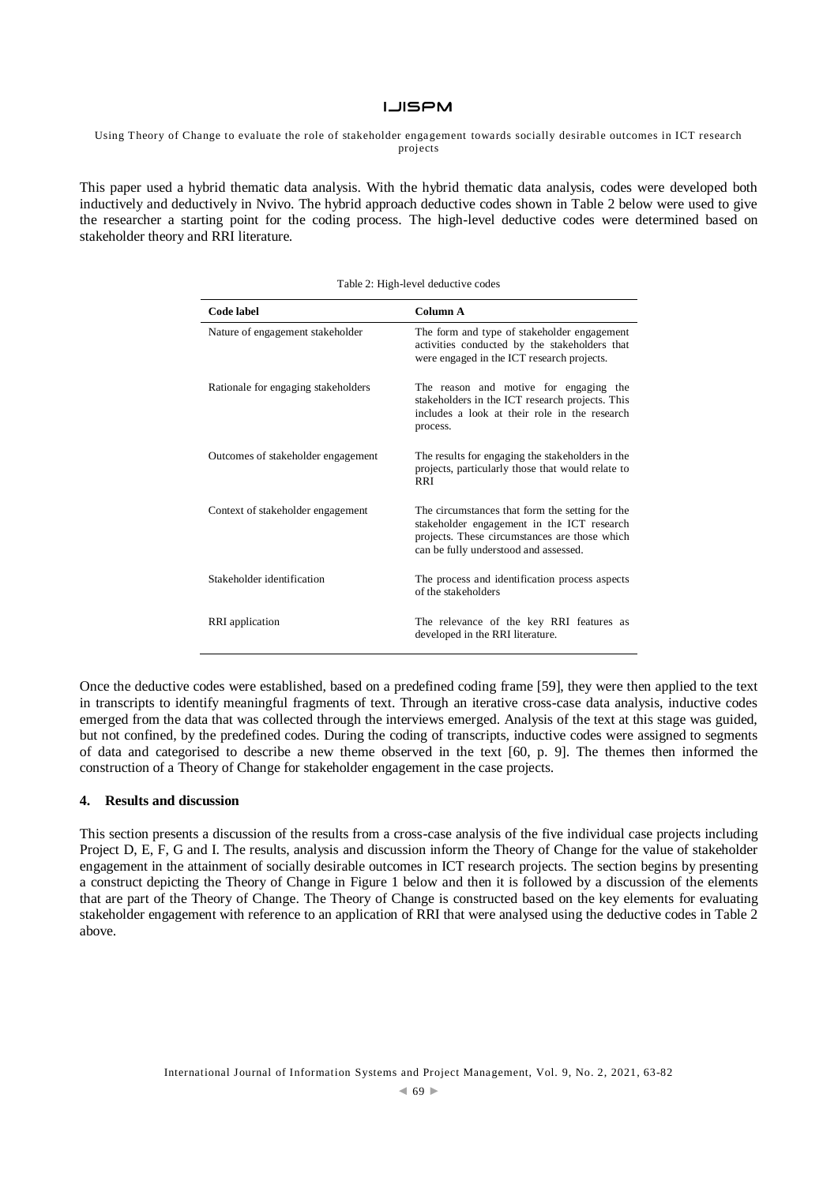This paper used a hybrid thematic data analysis. With the hybrid thematic data analysis, codes were developed both inductively and deductively in Nvivo. The hybrid approach deductive codes shown in Table 2 below were used to give the researcher a starting point for the coding process. The high-level deductive codes were determined based on stakeholder theory and RRI literature.

Table 2: High-level deductive codes

| Code label | Column A |
|---|---|
| Nature of engagement stakeholder | The form and type of stakeholder engagement activities conducted by the stakeholders that were engaged in the ICT research projects. |
| Rationale for engaging stakeholders | The reason and motive for engaging the stakeholders in the ICT research projects. This includes a look at their role in the research process. |
| Outcomes of stakeholder engagement | The results for engaging the stakeholders in the projects, particularly those that would relate to RRI |
| Context of stakeholder engagement | The circumstances that form the setting for the stakeholder engagement in the ICT research projects. These circumstances are those which can be fully understood and assessed. |
| Stakeholder identification | The process and identification process aspects of the stakeholders |
| RRI application | The relevance of the key RRI features as developed in the RRI literature. |

Once the deductive codes were established, based on a predefined coding frame [59], they were then applied to the text in transcripts to identify meaningful fragments of text. Through an iterative cross-case data analysis, inductive codes emerged from the data that was collected through the interviews emerged. Analysis of the text at this stage was guided, but not confined, by the predefined codes. During the coding of transcripts, inductive codes were assigned to segments of data and categorised to describe a new theme observed in the text [60, p. 9]. The themes then informed the construction of a Theory of Change for stakeholder engagement in the case projects.

## 4. Results and discussion

This section presents a discussion of the results from a cross-case analysis of the five individual case projects including Project D, E, F, G and I. The results, analysis and discussion inform the Theory of Change for the value of stakeholder engagement in the attainment of socially desirable outcomes in ICT research projects. The section begins by presenting a construct depicting the Theory of Change in Figure 1 below and then it is followed by a discussion of the elements that are part of the Theory of Change. The Theory of Change is constructed based on the key elements for evaluating stakeholder engagement with reference to an application of RRI that were analysed using the deductive codes in Table 2 above.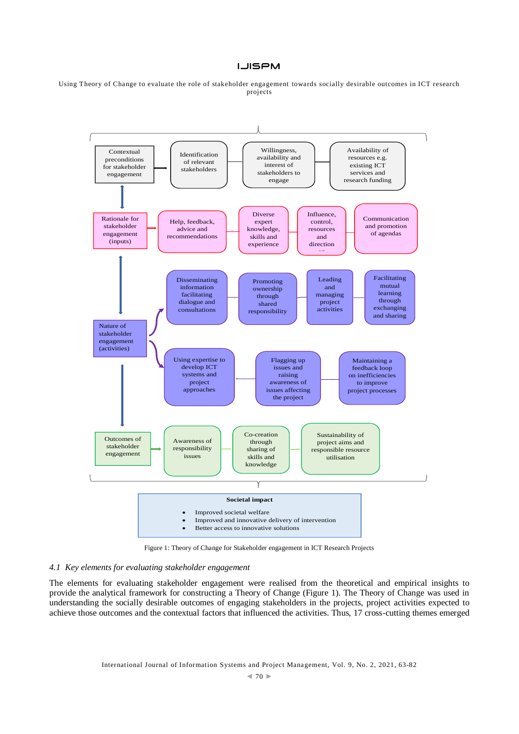Contextual preconditions for stakeholder engagement → Identification of relevant stakeholders — Willingness, availability and interest of stakeholders to engage — Availability of resources e.g. existing ICT services and research funding

Rationale for stakeholder engagement (inputs) → Help, feedback, advice and recommendations — Diverse expert knowledge, skills and experience — Influence, control, resources and direction — Communication and promotion of agendas

Nature of stakeholder engagement (activities) → Disseminating information facilitating dialogue and consultations — Promoting ownership through shared responsibility — Leading and managing project activities — Facilitating mutual learning through exchanging and sharing

→ Using expertise to develop ICT systems and project approaches — Flagging up issues and raising awareness of issues affecting the project — Maintaining a feedback loop on inefficiencies to improve project processes

Outcomes of stakeholder engagement → Awareness of responsibility issues — Co-creation through sharing of skills and knowledge — Sustainability of project aims and responsible resource utilisation

**Societal impact**

- Improved societal welfare
- Improved and innovative delivery of intervention
- Better access to innovative solutions

Figure 1: Theory of Change for Stakeholder engagement in ICT Research Projects

### 4.1 *Key elements for evaluating stakeholder engagement*

The elements for evaluating stakeholder engagement were realised from the theoretical and empirical insights to provide the analytical framework for constructing a Theory of Change (Figure 1). The Theory of Change was used in understanding the socially desirable outcomes of engaging stakeholders in the projects, project activities expected to achieve those outcomes and the contextual factors that influenced the activities. Thus, 17 cross-cutting themes emerged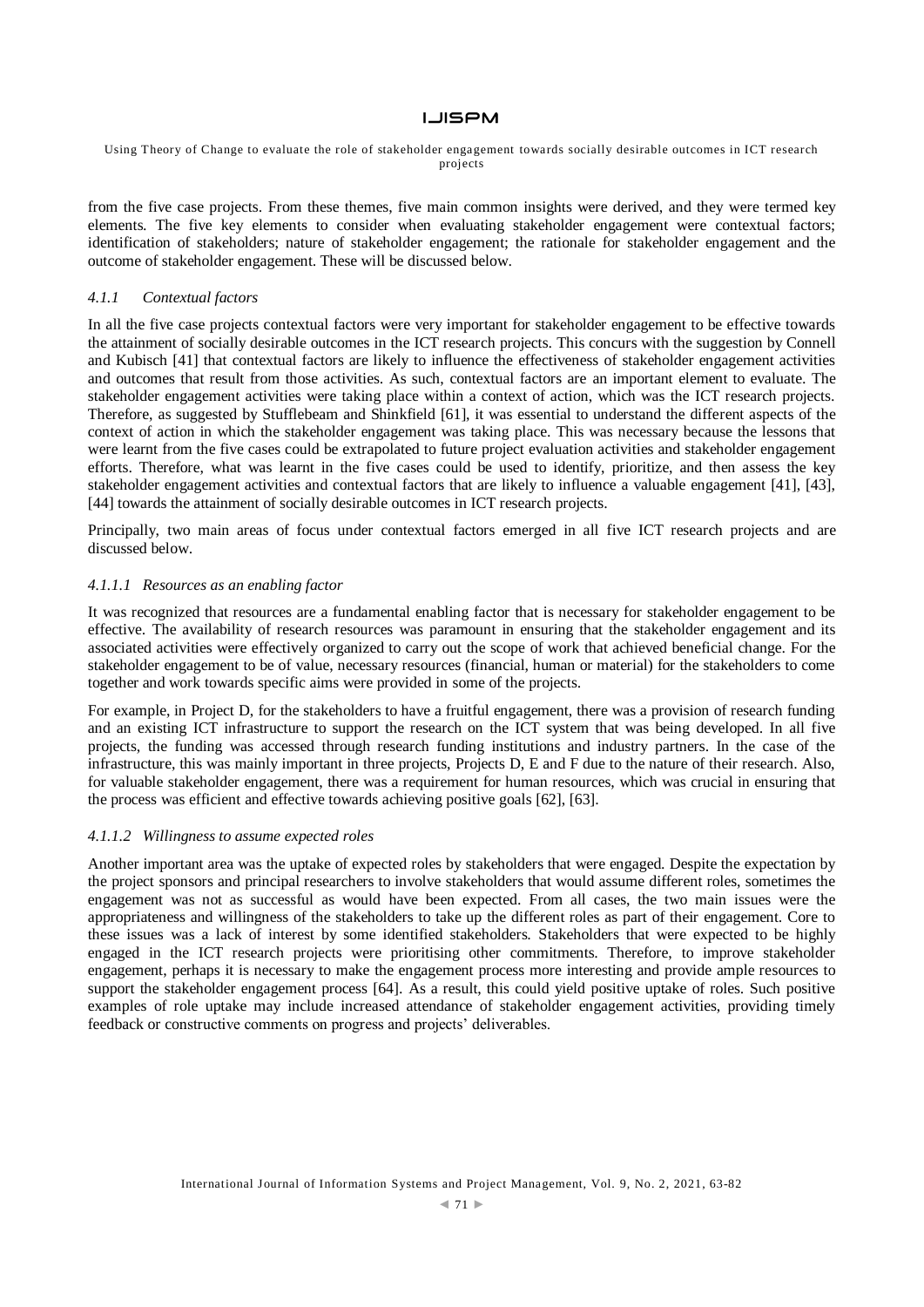from the five case projects. From these themes, five main common insights were derived, and they were termed key elements. The five key elements to consider when evaluating stakeholder engagement were contextual factors; identification of stakeholders; nature of stakeholder engagement; the rationale for stakeholder engagement and the outcome of stakeholder engagement. These will be discussed below.

#### *4.1.1 Contextual factors*

In all the five case projects contextual factors were very important for stakeholder engagement to be effective towards the attainment of socially desirable outcomes in the ICT research projects. This concurs with the suggestion by Connell and Kubisch [41] that contextual factors are likely to influence the effectiveness of stakeholder engagement activities and outcomes that result from those activities. As such, contextual factors are an important element to evaluate. The stakeholder engagement activities were taking place within a context of action, which was the ICT research projects. Therefore, as suggested by Stufflebeam and Shinkfield [61], it was essential to understand the different aspects of the context of action in which the stakeholder engagement was taking place. This was necessary because the lessons that were learnt from the five cases could be extrapolated to future project evaluation activities and stakeholder engagement efforts. Therefore, what was learnt in the five cases could be used to identify, prioritize, and then assess the key stakeholder engagement activities and contextual factors that are likely to influence a valuable engagement [41], [43], [44] towards the attainment of socially desirable outcomes in ICT research projects.

Principally, two main areas of focus under contextual factors emerged in all five ICT research projects and are discussed below.

##### *4.1.1.1 Resources as an enabling factor*

It was recognized that resources are a fundamental enabling factor that is necessary for stakeholder engagement to be effective. The availability of research resources was paramount in ensuring that the stakeholder engagement and its associated activities were effectively organized to carry out the scope of work that achieved beneficial change. For the stakeholder engagement to be of value, necessary resources (financial, human or material) for the stakeholders to come together and work towards specific aims were provided in some of the projects.

For example, in Project D, for the stakeholders to have a fruitful engagement, there was a provision of research funding and an existing ICT infrastructure to support the research on the ICT system that was being developed. In all five projects, the funding was accessed through research funding institutions and industry partners. In the case of the infrastructure, this was mainly important in three projects, Projects D, E and F due to the nature of their research. Also, for valuable stakeholder engagement, there was a requirement for human resources, which was crucial in ensuring that the process was efficient and effective towards achieving positive goals [62], [63].

##### *4.1.1.2 Willingness to assume expected roles*

Another important area was the uptake of expected roles by stakeholders that were engaged. Despite the expectation by the project sponsors and principal researchers to involve stakeholders that would assume different roles, sometimes the engagement was not as successful as would have been expected. From all cases, the two main issues were the appropriateness and willingness of the stakeholders to take up the different roles as part of their engagement. Core to these issues was a lack of interest by some identified stakeholders. Stakeholders that were expected to be highly engaged in the ICT research projects were prioritising other commitments. Therefore, to improve stakeholder engagement, perhaps it is necessary to make the engagement process more interesting and provide ample resources to support the stakeholder engagement process [64]. As a result, this could yield positive uptake of roles. Such positive examples of role uptake may include increased attendance of stakeholder engagement activities, providing timely feedback or constructive comments on progress and projects' deliverables.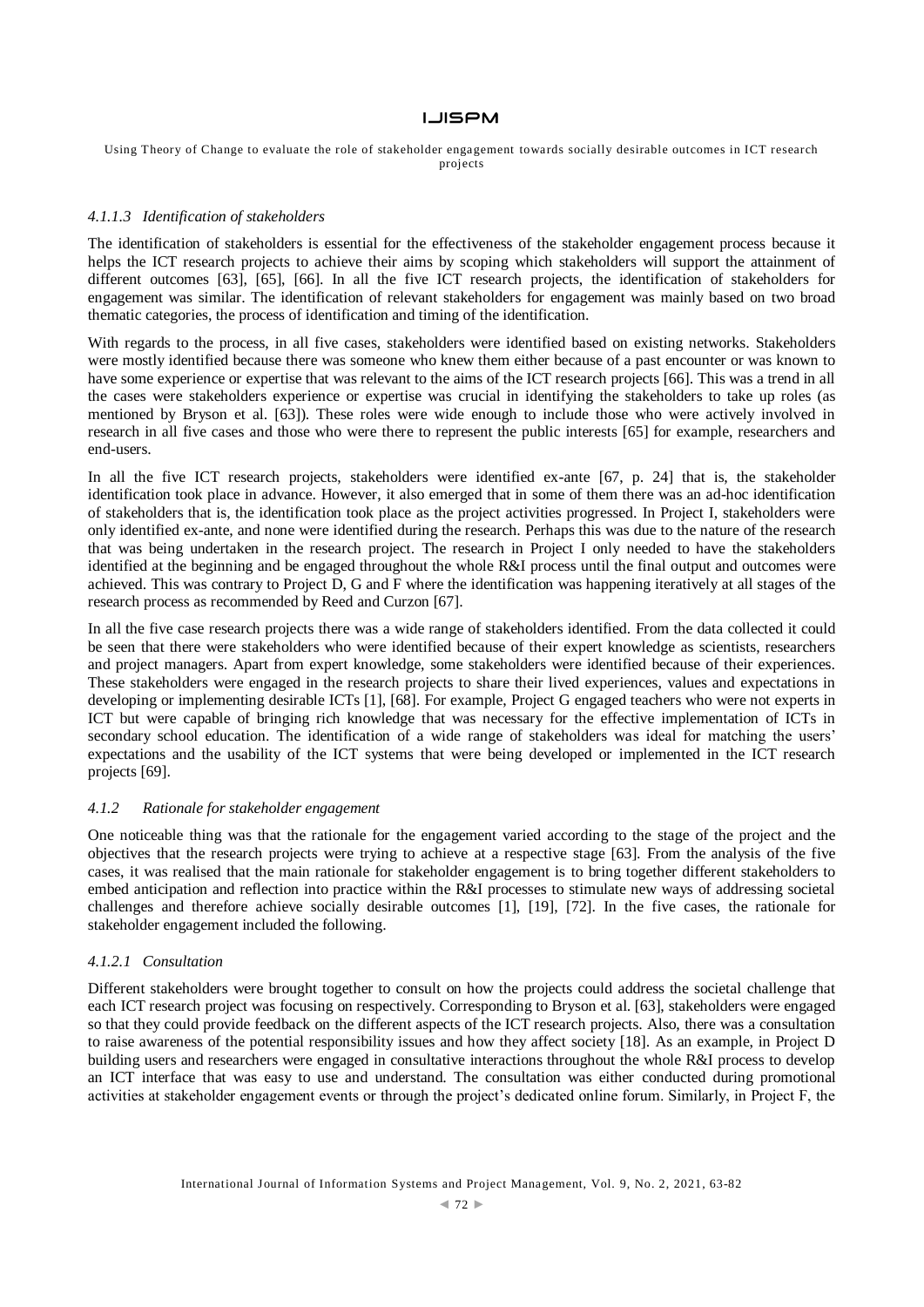#### 4.1.1.3 Identification of stakeholders

The identification of stakeholders is essential for the effectiveness of the stakeholder engagement process because it helps the ICT research projects to achieve their aims by scoping which stakeholders will support the attainment of different outcomes [63], [65], [66]. In all the five ICT research projects, the identification of stakeholders for engagement was similar. The identification of relevant stakeholders for engagement was mainly based on two broad thematic categories, the process of identification and timing of the identification.

With regards to the process, in all five cases, stakeholders were identified based on existing networks. Stakeholders were mostly identified because there was someone who knew them either because of a past encounter or was known to have some experience or expertise that was relevant to the aims of the ICT research projects [66]. This was a trend in all the cases were stakeholders experience or expertise was crucial in identifying the stakeholders to take up roles (as mentioned by Bryson et al. [63]). These roles were wide enough to include those who were actively involved in research in all five cases and those who were there to represent the public interests [65] for example, researchers and end-users.

In all the five ICT research projects, stakeholders were identified ex-ante [67, p. 24] that is, the stakeholder identification took place in advance. However, it also emerged that in some of them there was an ad-hoc identification of stakeholders that is, the identification took place as the project activities progressed. In Project I, stakeholders were only identified ex-ante, and none were identified during the research. Perhaps this was due to the nature of the research that was being undertaken in the research project. The research in Project I only needed to have the stakeholders identified at the beginning and be engaged throughout the whole R&I process until the final output and outcomes were achieved. This was contrary to Project D, G and F where the identification was happening iteratively at all stages of the research process as recommended by Reed and Curzon [67].

In all the five case research projects there was a wide range of stakeholders identified. From the data collected it could be seen that there were stakeholders who were identified because of their expert knowledge as scientists, researchers and project managers. Apart from expert knowledge, some stakeholders were identified because of their experiences. These stakeholders were engaged in the research projects to share their lived experiences, values and expectations in developing or implementing desirable ICTs [1], [68]. For example, Project G engaged teachers who were not experts in ICT but were capable of bringing rich knowledge that was necessary for the effective implementation of ICTs in secondary school education. The identification of a wide range of stakeholders was ideal for matching the users' expectations and the usability of the ICT systems that were being developed or implemented in the ICT research projects [69].

### 4.1.2 Rationale for stakeholder engagement

One noticeable thing was that the rationale for the engagement varied according to the stage of the project and the objectives that the research projects were trying to achieve at a respective stage [63]. From the analysis of the five cases, it was realised that the main rationale for stakeholder engagement is to bring together different stakeholders to embed anticipation and reflection into practice within the R&I processes to stimulate new ways of addressing societal challenges and therefore achieve socially desirable outcomes [1], [19], [72]. In the five cases, the rationale for stakeholder engagement included the following.

#### 4.1.2.1 Consultation

Different stakeholders were brought together to consult on how the projects could address the societal challenge that each ICT research project was focusing on respectively. Corresponding to Bryson et al. [63], stakeholders were engaged so that they could provide feedback on the different aspects of the ICT research projects. Also, there was a consultation to raise awareness of the potential responsibility issues and how they affect society [18]. As an example, in Project D building users and researchers were engaged in consultative interactions throughout the whole R&I process to develop an ICT interface that was easy to use and understand. The consultation was either conducted during promotional activities at stakeholder engagement events or through the project's dedicated online forum. Similarly, in Project F, the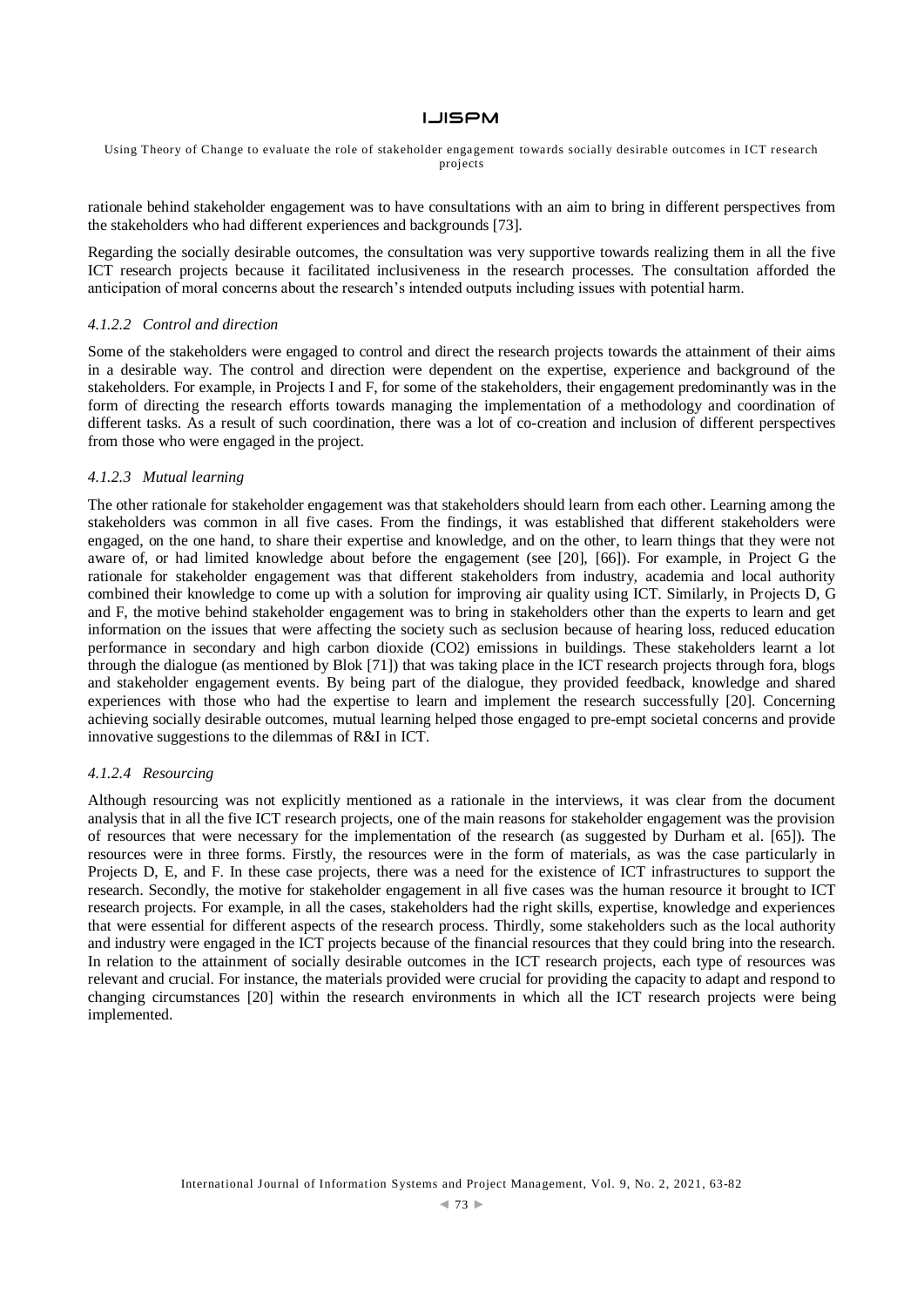rationale behind stakeholder engagement was to have consultations with an aim to bring in different perspectives from the stakeholders who had different experiences and backgrounds [73].

Regarding the socially desirable outcomes, the consultation was very supportive towards realizing them in all the five ICT research projects because it facilitated inclusiveness in the research processes. The consultation afforded the anticipation of moral concerns about the research's intended outputs including issues with potential harm.

#### *4.1.2.2 Control and direction*

Some of the stakeholders were engaged to control and direct the research projects towards the attainment of their aims in a desirable way. The control and direction were dependent on the expertise, experience and background of the stakeholders. For example, in Projects I and F, for some of the stakeholders, their engagement predominantly was in the form of directing the research efforts towards managing the implementation of a methodology and coordination of different tasks. As a result of such coordination, there was a lot of co-creation and inclusion of different perspectives from those who were engaged in the project.

#### *4.1.2.3 Mutual learning*

The other rationale for stakeholder engagement was that stakeholders should learn from each other. Learning among the stakeholders was common in all five cases. From the findings, it was established that different stakeholders were engaged, on the one hand, to share their expertise and knowledge, and on the other, to learn things that they were not aware of, or had limited knowledge about before the engagement (see [20], [66]). For example, in Project G the rationale for stakeholder engagement was that different stakeholders from industry, academia and local authority combined their knowledge to come up with a solution for improving air quality using ICT. Similarly, in Projects D, G and F, the motive behind stakeholder engagement was to bring in stakeholders other than the experts to learn and get information on the issues that were affecting the society such as seclusion because of hearing loss, reduced education performance in secondary and high carbon dioxide ($CO_2$) emissions in buildings. These stakeholders learnt a lot through the dialogue (as mentioned by Blok [71]) that was taking place in the ICT research projects through fora, blogs and stakeholder engagement events. By being part of the dialogue, they provided feedback, knowledge and shared experiences with those who had the expertise to learn and implement the research successfully [20]. Concerning achieving socially desirable outcomes, mutual learning helped those engaged to pre-empt societal concerns and provide innovative suggestions to the dilemmas of R&I in ICT.

#### *4.1.2.4 Resourcing*

Although resourcing was not explicitly mentioned as a rationale in the interviews, it was clear from the document analysis that in all the five ICT research projects, one of the main reasons for stakeholder engagement was the provision of resources that were necessary for the implementation of the research (as suggested by Durham et al. [65]). The resources were in three forms. Firstly, the resources were in the form of materials, as was the case particularly in Projects D, E, and F. In these case projects, there was a need for the existence of ICT infrastructures to support the research. Secondly, the motive for stakeholder engagement in all five cases was the human resource it brought to ICT research projects. For example, in all the cases, stakeholders had the right skills, expertise, knowledge and experiences that were essential for different aspects of the research process. Thirdly, some stakeholders such as the local authority and industry were engaged in the ICT projects because of the financial resources that they could bring into the research. In relation to the attainment of socially desirable outcomes in the ICT research projects, each type of resources was relevant and crucial. For instance, the materials provided were crucial for providing the capacity to adapt and respond to changing circumstances [20] within the research environments in which all the ICT research projects were being implemented.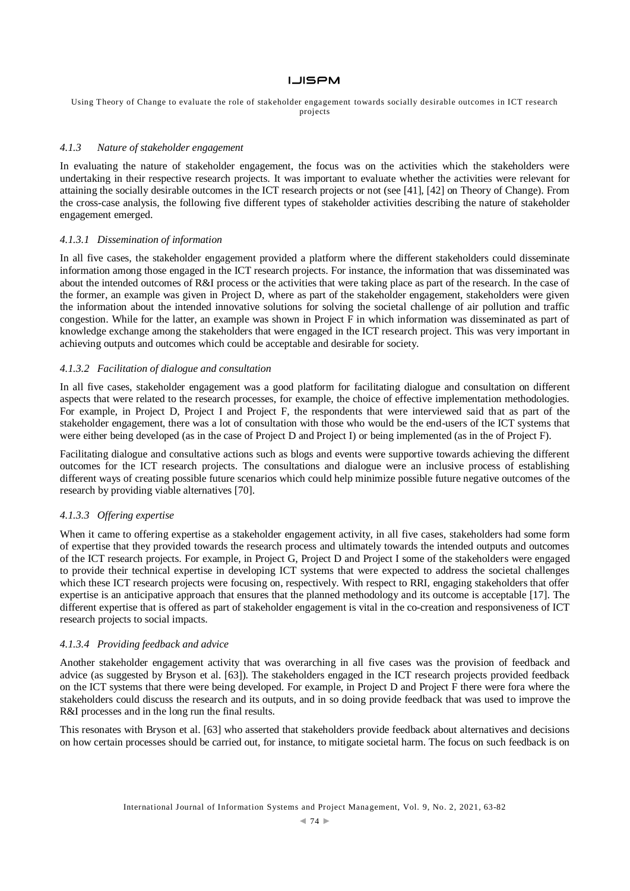#### 4.1.3 Nature of stakeholder engagement

In evaluating the nature of stakeholder engagement, the focus was on the activities which the stakeholders were undertaking in their respective research projects. It was important to evaluate whether the activities were relevant for attaining the socially desirable outcomes in the ICT research projects or not (see [41], [42] on Theory of Change). From the cross-case analysis, the following five different types of stakeholder activities describing the nature of stakeholder engagement emerged.

##### 4.1.3.1 Dissemination of information

In all five cases, the stakeholder engagement provided a platform where the different stakeholders could disseminate information among those engaged in the ICT research projects. For instance, the information that was disseminated was about the intended outcomes of R&I process or the activities that were taking place as part of the research. In the case of the former, an example was given in Project D, where as part of the stakeholder engagement, stakeholders were given the information about the intended innovative solutions for solving the societal challenge of air pollution and traffic congestion. While for the latter, an example was shown in Project F in which information was disseminated as part of knowledge exchange among the stakeholders that were engaged in the ICT research project. This was very important in achieving outputs and outcomes which could be acceptable and desirable for society.

##### 4.1.3.2 Facilitation of dialogue and consultation

In all five cases, stakeholder engagement was a good platform for facilitating dialogue and consultation on different aspects that were related to the research processes, for example, the choice of effective implementation methodologies. For example, in Project D, Project I and Project F, the respondents that were interviewed said that as part of the stakeholder engagement, there was a lot of consultation with those who would be the end-users of the ICT systems that were either being developed (as in the case of Project D and Project I) or being implemented (as in the of Project F).

Facilitating dialogue and consultative actions such as blogs and events were supportive towards achieving the different outcomes for the ICT research projects. The consultations and dialogue were an inclusive process of establishing different ways of creating possible future scenarios which could help minimize possible future negative outcomes of the research by providing viable alternatives [70].

##### 4.1.3.3 Offering expertise

When it came to offering expertise as a stakeholder engagement activity, in all five cases, stakeholders had some form of expertise that they provided towards the research process and ultimately towards the intended outputs and outcomes of the ICT research projects. For example, in Project G, Project D and Project I some of the stakeholders were engaged to provide their technical expertise in developing ICT systems that were expected to address the societal challenges which these ICT research projects were focusing on, respectively. With respect to RRI, engaging stakeholders that offer expertise is an anticipative approach that ensures that the planned methodology and its outcome is acceptable [17]. The different expertise that is offered as part of stakeholder engagement is vital in the co-creation and responsiveness of ICT research projects to social impacts.

##### 4.1.3.4 Providing feedback and advice

Another stakeholder engagement activity that was overarching in all five cases was the provision of feedback and advice (as suggested by Bryson et al. [63]). The stakeholders engaged in the ICT research projects provided feedback on the ICT systems that there were being developed. For example, in Project D and Project F there were fora where the stakeholders could discuss the research and its outputs, and in so doing provide feedback that was used to improve the R&I processes and in the long run the final results.

This resonates with Bryson et al. [63] who asserted that stakeholders provide feedback about alternatives and decisions on how certain processes should be carried out, for instance, to mitigate societal harm. The focus on such feedback is on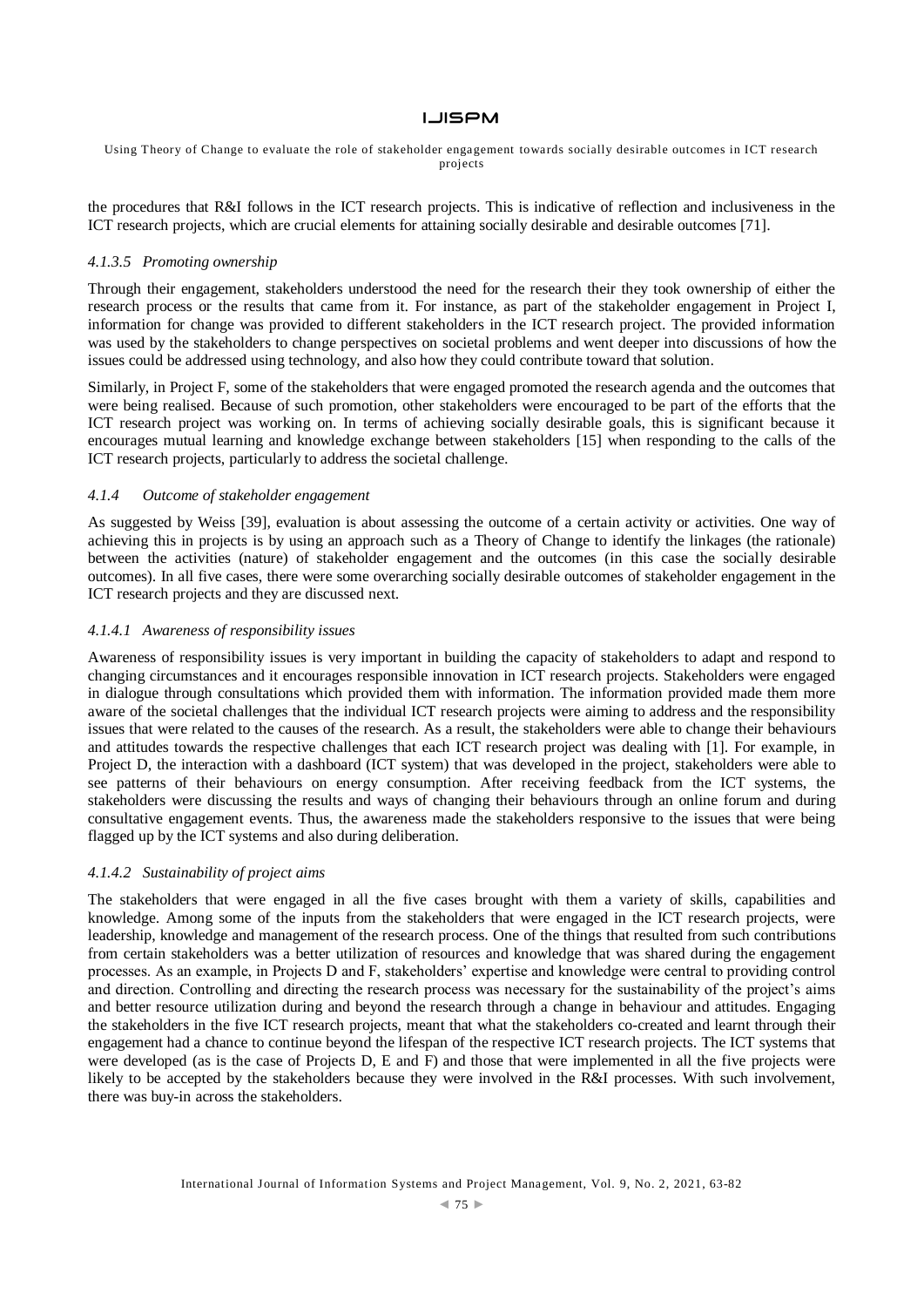the procedures that R&I follows in the ICT research projects. This is indicative of reflection and inclusiveness in the ICT research projects, which are crucial elements for attaining socially desirable and desirable outcomes [71].

#### *4.1.3.5 Promoting ownership*

Through their engagement, stakeholders understood the need for the research their they took ownership of either the research process or the results that came from it. For instance, as part of the stakeholder engagement in Project I, information for change was provided to different stakeholders in the ICT research project. The provided information was used by the stakeholders to change perspectives on societal problems and went deeper into discussions of how the issues could be addressed using technology, and also how they could contribute toward that solution.

Similarly, in Project F, some of the stakeholders that were engaged promoted the research agenda and the outcomes that were being realised. Because of such promotion, other stakeholders were encouraged to be part of the efforts that the ICT research project was working on. In terms of achieving socially desirable goals, this is significant because it encourages mutual learning and knowledge exchange between stakeholders [15] when responding to the calls of the ICT research projects, particularly to address the societal challenge.

### *4.1.4 Outcome of stakeholder engagement*

As suggested by Weiss [39], evaluation is about assessing the outcome of a certain activity or activities. One way of achieving this in projects is by using an approach such as a Theory of Change to identify the linkages (the rationale) between the activities (nature) of stakeholder engagement and the outcomes (in this case the socially desirable outcomes). In all five cases, there were some overarching socially desirable outcomes of stakeholder engagement in the ICT research projects and they are discussed next.

#### *4.1.4.1 Awareness of responsibility issues*

Awareness of responsibility issues is very important in building the capacity of stakeholders to adapt and respond to changing circumstances and it encourages responsible innovation in ICT research projects. Stakeholders were engaged in dialogue through consultations which provided them with information. The information provided made them more aware of the societal challenges that the individual ICT research projects were aiming to address and the responsibility issues that were related to the causes of the research. As a result, the stakeholders were able to change their behaviours and attitudes towards the respective challenges that each ICT research project was dealing with [1]. For example, in Project D, the interaction with a dashboard (ICT system) that was developed in the project, stakeholders were able to see patterns of their behaviours on energy consumption. After receiving feedback from the ICT systems, the stakeholders were discussing the results and ways of changing their behaviours through an online forum and during consultative engagement events. Thus, the awareness made the stakeholders responsive to the issues that were being flagged up by the ICT systems and also during deliberation.

#### *4.1.4.2 Sustainability of project aims*

The stakeholders that were engaged in all the five cases brought with them a variety of skills, capabilities and knowledge. Among some of the inputs from the stakeholders that were engaged in the ICT research projects, were leadership, knowledge and management of the research process. One of the things that resulted from such contributions from certain stakeholders was a better utilization of resources and knowledge that was shared during the engagement processes. As an example, in Projects D and F, stakeholders' expertise and knowledge were central to providing control and direction. Controlling and directing the research process was necessary for the sustainability of the project's aims and better resource utilization during and beyond the research through a change in behaviour and attitudes. Engaging the stakeholders in the five ICT research projects, meant that what the stakeholders co-created and learnt through their engagement had a chance to continue beyond the lifespan of the respective ICT research projects. The ICT systems that were developed (as is the case of Projects D, E and F) and those that were implemented in all the five projects were likely to be accepted by the stakeholders because they were involved in the R&I processes. With such involvement, there was buy-in across the stakeholders.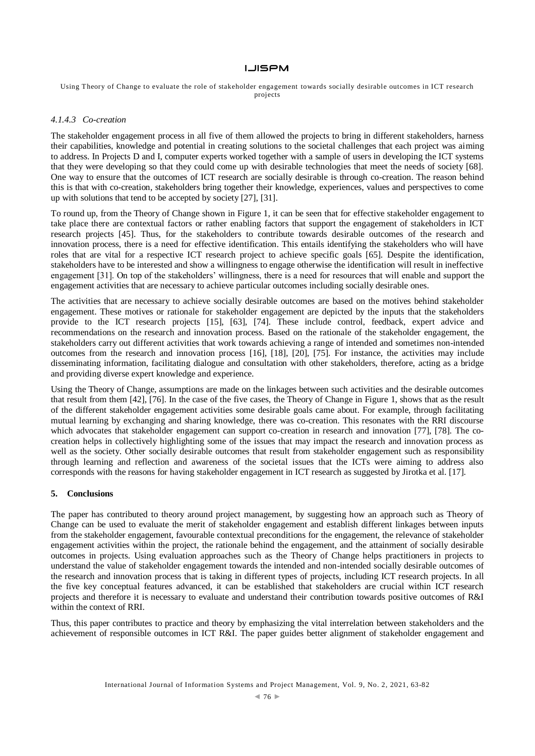#### 4.1.4.3 Co-creation

The stakeholder engagement process in all five of them allowed the projects to bring in different stakeholders, harness their capabilities, knowledge and potential in creating solutions to the societal challenges that each project was aiming to address. In Projects D and I, computer experts worked together with a sample of users in developing the ICT systems that they were developing so that they could come up with desirable technologies that meet the needs of society [68]. One way to ensure that the outcomes of ICT research are socially desirable is through co-creation. The reason behind this is that with co-creation, stakeholders bring together their knowledge, experiences, values and perspectives to come up with solutions that tend to be accepted by society [27], [31].

To round up, from the Theory of Change shown in Figure 1, it can be seen that for effective stakeholder engagement to take place there are contextual factors or rather enabling factors that support the engagement of stakeholders in ICT research projects [45]. Thus, for the stakeholders to contribute towards desirable outcomes of the research and innovation process, there is a need for effective identification. This entails identifying the stakeholders who will have roles that are vital for a respective ICT research project to achieve specific goals [65]. Despite the identification, stakeholders have to be interested and show a willingness to engage otherwise the identification will result in ineffective engagement [31]. On top of the stakeholders' willingness, there is a need for resources that will enable and support the engagement activities that are necessary to achieve particular outcomes including socially desirable ones.

The activities that are necessary to achieve socially desirable outcomes are based on the motives behind stakeholder engagement. These motives or rationale for stakeholder engagement are depicted by the inputs that the stakeholders provide to the ICT research projects [15], [63], [74]. These include control, feedback, expert advice and recommendations on the research and innovation process. Based on the rationale of the stakeholder engagement, the stakeholders carry out different activities that work towards achieving a range of intended and sometimes non-intended outcomes from the research and innovation process [16], [18], [20], [75]. For instance, the activities may include disseminating information, facilitating dialogue and consultation with other stakeholders, therefore, acting as a bridge and providing diverse expert knowledge and experience.

Using the Theory of Change, assumptions are made on the linkages between such activities and the desirable outcomes that result from them [42], [76]. In the case of the five cases, the Theory of Change in Figure 1, shows that as the result of the different stakeholder engagement activities some desirable goals came about. For example, through facilitating mutual learning by exchanging and sharing knowledge, there was co-creation. This resonates with the RRI discourse which advocates that stakeholder engagement can support co-creation in research and innovation [77], [78]. The co-creation helps in collectively highlighting some of the issues that may impact the research and innovation process as well as the society. Other socially desirable outcomes that result from stakeholder engagement such as responsibility through learning and reflection and awareness of the societal issues that the ICTs were aiming to address also corresponds with the reasons for having stakeholder engagement in ICT research as suggested by Jirotka et al. [17].

## 5. Conclusions

The paper has contributed to theory around project management, by suggesting how an approach such as Theory of Change can be used to evaluate the merit of stakeholder engagement and establish different linkages between inputs from the stakeholder engagement, favourable contextual preconditions for the engagement, the relevance of stakeholder engagement activities within the project, the rationale behind the engagement, and the attainment of socially desirable outcomes in projects. Using evaluation approaches such as the Theory of Change helps practitioners in projects to understand the value of stakeholder engagement towards the intended and non-intended socially desirable outcomes of the research and innovation process that is taking in different types of projects, including ICT research projects. In all the five key conceptual features advanced, it can be established that stakeholders are crucial within ICT research projects and therefore it is necessary to evaluate and understand their contribution towards positive outcomes of R&I within the context of RRI.

Thus, this paper contributes to practice and theory by emphasizing the vital interrelation between stakeholders and the achievement of responsible outcomes in ICT R&I. The paper guides better alignment of stakeholder engagement and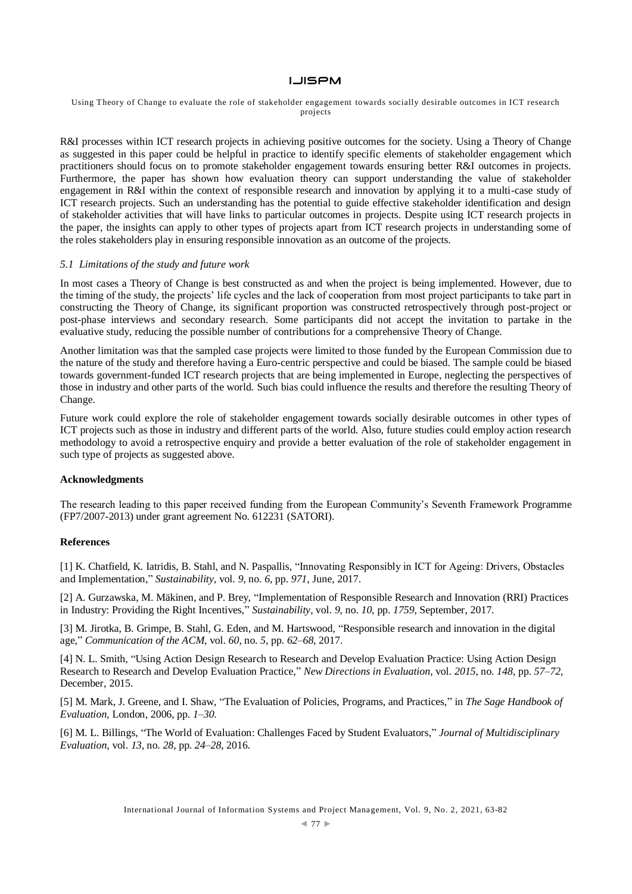R&I processes within ICT research projects in achieving positive outcomes for the society. Using a Theory of Change as suggested in this paper could be helpful in practice to identify specific elements of stakeholder engagement which practitioners should focus on to promote stakeholder engagement towards ensuring better R&I outcomes in projects. Furthermore, the paper has shown how evaluation theory can support understanding the value of stakeholder engagement in R&I within the context of responsible research and innovation by applying it to a multi-case study of ICT research projects. Such an understanding has the potential to guide effective stakeholder identification and design of stakeholder activities that will have links to particular outcomes in projects. Despite using ICT research projects in the paper, the insights can apply to other types of projects apart from ICT research projects in understanding some of the roles stakeholders play in ensuring responsible innovation as an outcome of the projects.

### *5.1 Limitations of the study and future work*

In most cases a Theory of Change is best constructed as and when the project is being implemented. However, due to the timing of the study, the projects' life cycles and the lack of cooperation from most project participants to take part in constructing the Theory of Change, its significant proportion was constructed retrospectively through post-project or post-phase interviews and secondary research. Some participants did not accept the invitation to partake in the evaluative study, reducing the possible number of contributions for a comprehensive Theory of Change.

Another limitation was that the sampled case projects were limited to those funded by the European Commission due to the nature of the study and therefore having a Euro-centric perspective and could be biased. The sample could be biased towards government-funded ICT research projects that are being implemented in Europe, neglecting the perspectives of those in industry and other parts of the world. Such bias could influence the results and therefore the resulting Theory of Change.

Future work could explore the role of stakeholder engagement towards socially desirable outcomes in other types of ICT projects such as those in industry and different parts of the world. Also, future studies could employ action research methodology to avoid a retrospective enquiry and provide a better evaluation of the role of stakeholder engagement in such type of projects as suggested above.

**Acknowledgments**

The research leading to this paper received funding from the European Community's Seventh Framework Programme (FP7/2007-2013) under grant agreement No. 612231 (SATORI).

**References**

[1] K. Chatfield, K. Iatridis, B. Stahl, and N. Paspallis, "Innovating Responsibly in ICT for Ageing: Drivers, Obstacles and Implementation," *Sustainability*, vol. *9*, no. *6*, pp. *971*, June, 2017.

[2] A. Gurzawska, M. Mäkinen, and P. Brey, "Implementation of Responsible Research and Innovation (RRI) Practices in Industry: Providing the Right Incentives," *Sustainability*, vol. *9*, no. *10*, pp. *1759*, September, 2017.

[3] M. Jirotka, B. Grimpe, B. Stahl, G. Eden, and M. Hartswood, "Responsible research and innovation in the digital age," *Communication of the ACM*, vol. *60*, no. *5*, pp. *62–68*, 2017.

[4] N. L. Smith, "Using Action Design Research to Research and Develop Evaluation Practice: Using Action Design Research to Research and Develop Evaluation Practice," *New Directions in Evaluation*, vol. *2015*, no. *148*, pp. *57–72*, December, 2015.

[5] M. Mark, J. Greene, and I. Shaw, "The Evaluation of Policies, Programs, and Practices," in *The Sage Handbook of Evaluation,* London, 2006, pp. *1–30*.

[6] M. L. Billings, "The World of Evaluation: Challenges Faced by Student Evaluators," *Journal of Multidisciplinary Evaluation*, vol. *13*, no. *28*, pp. *24–28*, 2016.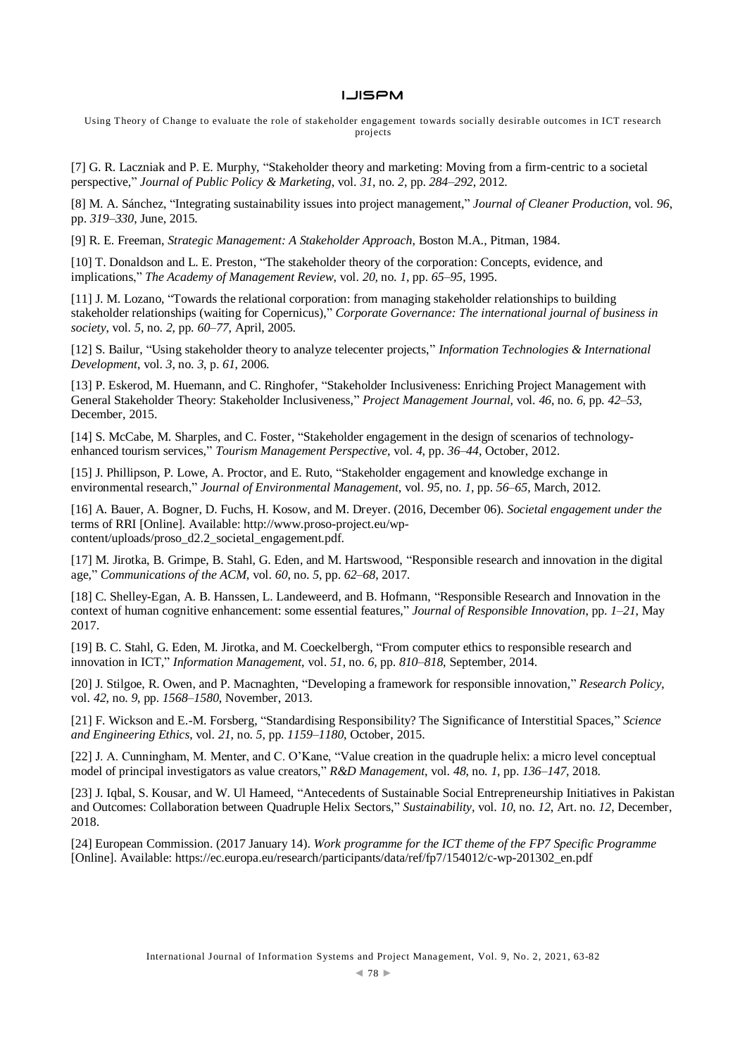[7] G. R. Laczniak and P. E. Murphy, "Stakeholder theory and marketing: Moving from a firm-centric to a societal perspective," *Journal of Public Policy & Marketing*, vol. *31*, no. *2*, pp. *284–292*, 2012.

[8] M. A. Sánchez, "Integrating sustainability issues into project management," *Journal of Cleaner Production*, vol. *96*, pp. *319–330*, June, 2015.

[9] R. E. Freeman, *Strategic Management: A Stakeholder Approach*, Boston M.A., Pitman, 1984.

[10] T. Donaldson and L. E. Preston, "The stakeholder theory of the corporation: Concepts, evidence, and implications," *The Academy of Management Review*, vol. *20*, no. *1*, pp. *65–95*, 1995.

[11] J. M. Lozano, "Towards the relational corporation: from managing stakeholder relationships to building stakeholder relationships (waiting for Copernicus)," *Corporate Governance: The international journal of business in society*, vol. *5*, no. *2*, pp. *60–77*, April, 2005.

[12] S. Bailur, "Using stakeholder theory to analyze telecenter projects," *Information Technologies & International Development*, vol. *3*, no. *3*, p. *61*, 2006.

[13] P. Eskerod, M. Huemann, and C. Ringhofer, "Stakeholder Inclusiveness: Enriching Project Management with General Stakeholder Theory: Stakeholder Inclusiveness," *Project Management Journal*, vol. *46*, no. *6*, pp. *42–53*, December, 2015.

[14] S. McCabe, M. Sharples, and C. Foster, "Stakeholder engagement in the design of scenarios of technology-enhanced tourism services," *Tourism Management Perspective*, vol. *4*, pp. *36–44*, October, 2012.

[15] J. Phillipson, P. Lowe, A. Proctor, and E. Ruto, "Stakeholder engagement and knowledge exchange in environmental research," *Journal of Environmental Management*, vol. *95*, no. *1*, pp. *56–65*, March, 2012.

[16] A. Bauer, A. Bogner, D. Fuchs, H. Kosow, and M. Dreyer. (2016, December 06). *Societal engagement under the* terms of RRI [Online]. Available: http://www.proso-project.eu/wp-content/uploads/proso_d2.2_societal_engagement.pdf.

[17] M. Jirotka, B. Grimpe, B. Stahl, G. Eden, and M. Hartswood, "Responsible research and innovation in the digital age," *Communications of the ACM*, vol. *60*, no. *5*, pp. *62–68*, 2017.

[18] C. Shelley-Egan, A. B. Hanssen, L. Landeweerd, and B. Hofmann, "Responsible Research and Innovation in the context of human cognitive enhancement: some essential features," *Journal of Responsible Innovation*, pp. *1–21*, May 2017.

[19] B. C. Stahl, G. Eden, M. Jirotka, and M. Coeckelbergh, "From computer ethics to responsible research and innovation in ICT," *Information Management*, vol. *51*, no. *6*, pp. *810–818*, September, 2014.

[20] J. Stilgoe, R. Owen, and P. Macnaghten, "Developing a framework for responsible innovation," *Research Policy*, vol. *42*, no. *9*, pp. *1568–1580*, November, 2013.

[21] F. Wickson and E.-M. Forsberg, "Standardising Responsibility? The Significance of Interstitial Spaces," *Science and Engineering Ethics*, vol. *21*, no. *5*, pp. *1159–1180*, October, 2015.

[22] J. A. Cunningham, M. Menter, and C. O'Kane, "Value creation in the quadruple helix: a micro level conceptual model of principal investigators as value creators," *R&D Management*, vol. *48*, no. *1*, pp. *136–147*, 2018.

[23] J. Iqbal, S. Kousar, and W. Ul Hameed, "Antecedents of Sustainable Social Entrepreneurship Initiatives in Pakistan and Outcomes: Collaboration between Quadruple Helix Sectors," *Sustainability*, vol. *10*, no. *12*, Art. no. *12*, December, 2018.

[24] European Commission. (2017 January 14). *Work programme for the ICT theme of the FP7 Specific Programme* [Online]. Available: https://ec.europa.eu/research/participants/data/ref/fp7/154012/c-wp-201302_en.pdf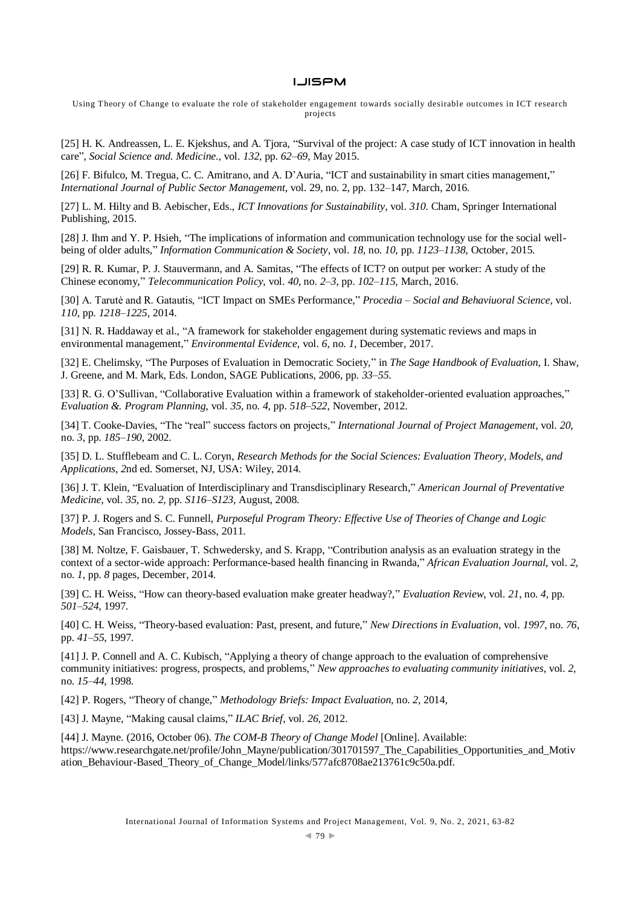[25] H. K. Andreassen, L. E. Kjekshus, and A. Tjora, "Survival of the project: A case study of ICT innovation in health care", *Social Science and. Medicine.*, vol. *132*, pp. *62–69*, May 2015.

[26] F. Bifulco, M. Tregua, C. C. Amitrano, and A. D'Auria, "ICT and sustainability in smart cities management," *International Journal of Public Sector Management*, vol. 29, no. 2, pp. 132–147, March, 2016.

[27] L. M. Hilty and B. Aebischer, Eds., *ICT Innovations for Sustainability*, vol. *310*. Cham, Springer International Publishing, 2015.

[28] J. Ihm and Y. P. Hsieh, "The implications of information and communication technology use for the social well-being of older adults," *Information Communication & Society*, vol. *18*, no. *10*, pp. *1123–1138*, October, 2015.

[29] R. R. Kumar, P. J. Stauvermann, and A. Samitas, "The effects of ICT? on output per worker: A study of the Chinese economy," *Telecommunication Policy*, vol. *40*, no. *2–3*, pp. *102–115*, March, 2016.

[30] A. Tarutė and R. Gatautis, "ICT Impact on SMEs Performance," *Procedia – Social and Behaviuoral Science*, vol. *110*, pp. *1218–1225*, 2014.

[31] N. R. Haddaway et al., "A framework for stakeholder engagement during systematic reviews and maps in environmental management," *Environmental Evidence*, vol. *6*, no. *1*, December, 2017.

[32] E. Chelimsky, "The Purposes of Evaluation in Democratic Society," in *The Sage Handbook of Evaluation*, I. Shaw, J. Greene, and M. Mark, Eds. London, SAGE Publications, 2006, pp. *33–55*.

[33] R. G. O'Sullivan, "Collaborative Evaluation within a framework of stakeholder-oriented evaluation approaches," *Evaluation &. Program Planning*, vol. *35*, no. *4*, pp. *518–522*, November, 2012.

[34] T. Cooke-Davies, "The "real" success factors on projects," *International Journal of Project Management*, vol. *20*, no. *3*, pp. *185–190*, 2002.

[35] D. L. Stufflebeam and C. L. Coryn, *Research Methods for the Social Sciences: Evaluation Theory, Models, and Applications*, *2*nd ed. Somerset, NJ, USA: Wiley, 2014.

[36] J. T. Klein, "Evaluation of Interdisciplinary and Transdisciplinary Research," *American Journal of Preventative Medicine*, vol. *35*, no. *2*, pp. *S116–S123*, August, 2008.

[37] P. J. Rogers and S. C. Funnell, *Purposeful Program Theory: Effective Use of Theories of Change and Logic Models*, San Francisco, Jossey-Bass, 2011.

[38] M. Noltze, F. Gaisbauer, T. Schwedersky, and S. Krapp, "Contribution analysis as an evaluation strategy in the context of a sector-wide approach: Performance-based health financing in Rwanda," *African Evaluation Journal*, vol. *2*, no. *1*, pp. *8* pages, December, 2014.

[39] C. H. Weiss, "How can theory-based evaluation make greater headway?," *Evaluation Review*, vol. *21*, no. *4*, pp. *501–524*, 1997.

[40] C. H. Weiss, "Theory-based evaluation: Past, present, and future," *New Directions in Evaluation*, vol. *1997*, no. *76*, pp. *41–55*, 1997.

[41] J. P. Connell and A. C. Kubisch, "Applying a theory of change approach to the evaluation of comprehensive community initiatives: progress, prospects, and problems," *New approaches to evaluating community initiatives*, vol. *2*, no. *15–44*, 1998.

[42] P. Rogers, "Theory of change," *Methodology Briefs: Impact Evaluation*, no. *2*, 2014,

[43] J. Mayne, "Making causal claims," *ILAC Brief*, vol. *26*, 2012.

[44] J. Mayne. (2016, October 06). *The COM-B Theory of Change Model* [Online]. Available: https://www.researchgate.net/profile/John_Mayne/publication/301701597_The_Capabilities_Opportunities_and_Motivation_Behaviour-Based_Theory_of_Change_Model/links/577afc8708ae213761c9c50a.pdf.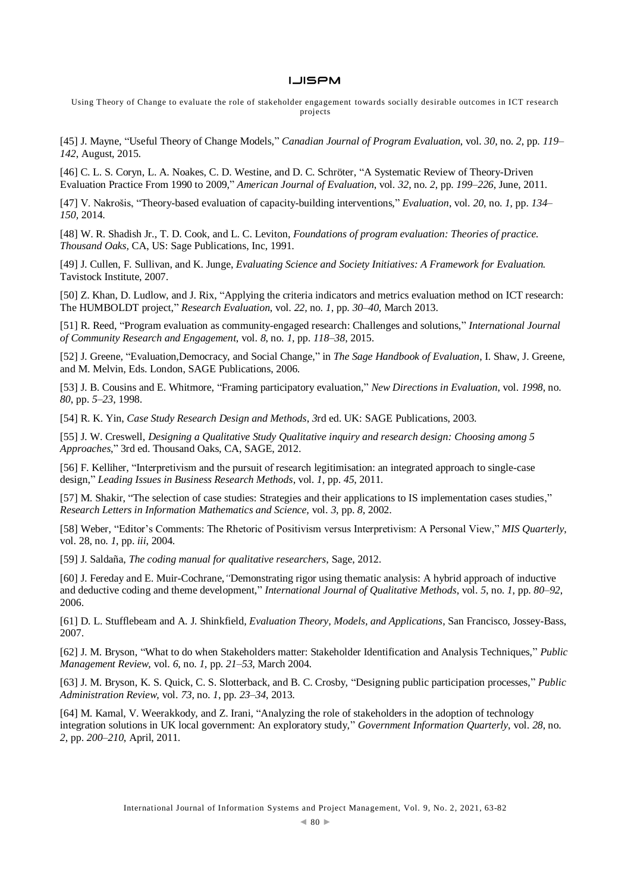[45] J. Mayne, “Useful Theory of Change Models,” *Canadian Journal of Program Evaluation*, vol. *30*, no. *2*, pp. *119–142*, August, 2015.

[46] C. L. S. Coryn, L. A. Noakes, C. D. Westine, and D. C. Schröter, “A Systematic Review of Theory-Driven Evaluation Practice From 1990 to 2009,” *American Journal of Evaluation*, vol. *32*, no. *2*, pp. *199–226*, June, 2011.

[47] V. Nakrošis, “Theory-based evaluation of capacity-building interventions,” *Evaluation*, vol. *20*, no. *1*, pp. *134–150*, 2014.

[48] W. R. Shadish Jr., T. D. Cook, and L. C. Leviton, *Foundations of program evaluation: Theories of practice. Thousand Oaks*, CA, US: Sage Publications, Inc, 1991.

[49] J. Cullen, F. Sullivan, and K. Junge, *Evaluating Science and Society Initiatives: A Framework for Evaluation.* Tavistock Institute, 2007.

[50] Z. Khan, D. Ludlow, and J. Rix, “Applying the criteria indicators and metrics evaluation method on ICT research: The HUMBOLDT project,” *Research Evaluation*, vol. *22*, no. *1*, pp. *30–40*, March 2013.

[51] R. Reed, “Program evaluation as community-engaged research: Challenges and solutions,” *International Journal of Community Research and Engagement*, vol. *8*, no. *1*, pp. *118–38*, 2015.

[52] J. Greene, “Evaluation,Democracy, and Social Change,” in *The Sage Handbook of Evaluation*, I. Shaw, J. Greene, and M. Melvin, Eds. London, SAGE Publications, 2006.

[53] J. B. Cousins and E. Whitmore, “Framing participatory evaluation,” *New Directions in Evaluation*, vol. *1998*, no. *80*, pp. *5–23*, 1998.

[54] R. K. Yin, *Case Study Research Design and Methods*, *3*rd ed. UK: SAGE Publications, 2003.

[55] J. W. Creswell, *Designing a Qualitative Study Qualitative inquiry and research design: Choosing among 5 Approaches*,” 3rd ed. Thousand Oaks, CA, SAGE, 2012.

[56] F. Kelliher, “Interpretivism and the pursuit of research legitimisation: an integrated approach to single-case design,” *Leading Issues in Business Research Methods*, vol. *1*, pp. *45*, 2011.

[57] M. Shakir, “The selection of case studies: Strategies and their applications to IS implementation cases studies,” *Research Letters in Information Mathematics and Science*, vol. *3*, pp. *8*, 2002.

[58] Weber, “Editor’s Comments: The Rhetoric of Positivism versus Interpretivism: A Personal View,” *MIS Quarterly*, vol. 28, no. *1*, pp. *iii*, 2004.

[59] J. Saldaña, *The coding manual for qualitative researchers*, Sage, 2012.

[60] J. Fereday and E. Muir-Cochrane, *“*Demonstrating rigor using thematic analysis: A hybrid approach of inductive and deductive coding and theme development,” *International Journal of Qualitative Methods*, vol. *5*, no. *1*, pp. *80–92*, 2006.

[61] D. L. Stufflebeam and A. J. Shinkfield, *Evaluation Theory, Models, and Applications*, San Francisco, Jossey-Bass, 2007.

[62] J. M. Bryson, “What to do when Stakeholders matter: Stakeholder Identification and Analysis Techniques,” *Public Management Review*, vol. *6*, no. *1*, pp. *21–53*, March 2004.

[63] J. M. Bryson, K. S. Quick, C. S. Slotterback, and B. C. Crosby, “Designing public participation processes,” *Public Administration Review*, vol. *73*, no. *1*, pp. *23–34*, 2013.

[64] M. Kamal, V. Weerakkody, and Z. Irani, “Analyzing the role of stakeholders in the adoption of technology integration solutions in UK local government: An exploratory study,” *Government Information Quarterly*, vol. *28*, no. *2*, pp. *200–210*, April, 2011.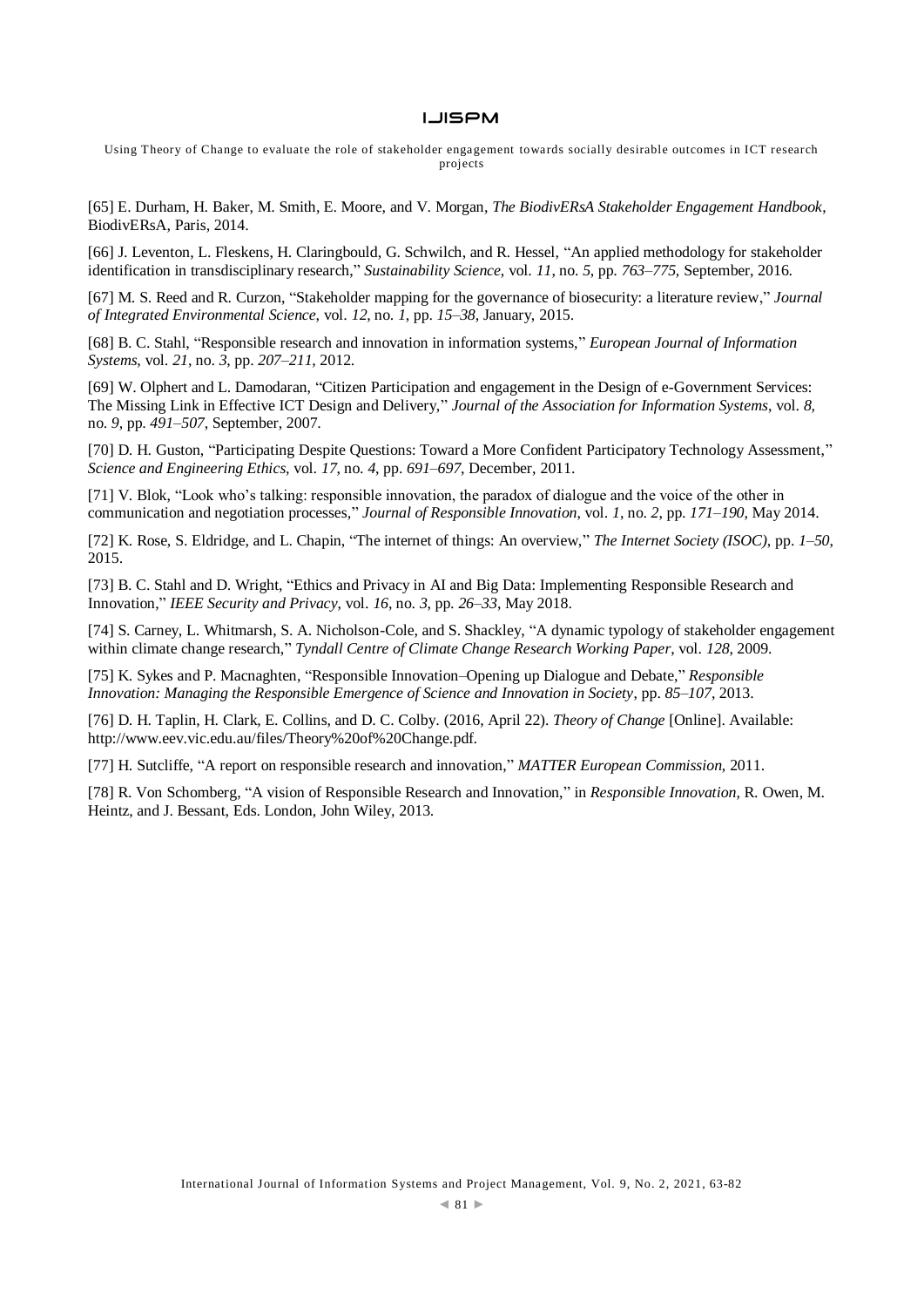[65] E. Durham, H. Baker, M. Smith, E. Moore, and V. Morgan, *The BiodivERsA Stakeholder Engagement Handbook*, BiodivERsA, Paris, 2014.

[66] J. Leventon, L. Fleskens, H. Claringbould, G. Schwilch, and R. Hessel, "An applied methodology for stakeholder identification in transdisciplinary research," *Sustainability Science*, vol. *11*, no. *5*, pp. *763–775*, September, 2016.

[67] M. S. Reed and R. Curzon, "Stakeholder mapping for the governance of biosecurity: a literature review," *Journal of Integrated Environmental Science*, vol. *12*, no. *1*, pp. *15–38*, January, 2015.

[68] B. C. Stahl, "Responsible research and innovation in information systems," *European Journal of Information Systems*, vol. *21*, no. *3*, pp. *207–211*, 2012.

[69] W. Olphert and L. Damodaran, "Citizen Participation and engagement in the Design of e-Government Services: The Missing Link in Effective ICT Design and Delivery," *Journal of the Association for Information Systems*, vol. *8*, no. *9*, pp. *491–507*, September, 2007.

[70] D. H. Guston, "Participating Despite Questions: Toward a More Confident Participatory Technology Assessment," *Science and Engineering Ethics*, vol. *17*, no. *4*, pp. *691–697*, December, 2011.

[71] V. Blok, "Look who's talking: responsible innovation, the paradox of dialogue and the voice of the other in communication and negotiation processes," *Journal of Responsible Innovation*, vol. *1*, no. *2*, pp. *171–190*, May 2014.

[72] K. Rose, S. Eldridge, and L. Chapin, "The internet of things: An overview," *The Internet Society (ISOC)*, pp. *1–50*, 2015.

[73] B. C. Stahl and D. Wright, "Ethics and Privacy in AI and Big Data: Implementing Responsible Research and Innovation," *IEEE Security and Privacy*, vol. *16*, no. *3*, pp. *26–33*, May 2018.

[74] S. Carney, L. Whitmarsh, S. A. Nicholson-Cole, and S. Shackley, "A dynamic typology of stakeholder engagement within climate change research," *Tyndall Centre of Climate Change Research Working Paper*, vol. *128*, 2009.

[75] K. Sykes and P. Macnaghten, "Responsible Innovation–Opening up Dialogue and Debate," *Responsible Innovation: Managing the Responsible Emergence of Science and Innovation in Society*, pp. *85–107*, 2013.

[76] D. H. Taplin, H. Clark, E. Collins, and D. C. Colby. (2016, April 22). *Theory of Change* [Online]. Available: http://www.eev.vic.edu.au/files/Theory%20of%20Change.pdf.

[77] H. Sutcliffe, "A report on responsible research and innovation," *MATTER European Commission*, 2011.

[78] R. Von Schomberg, "A vision of Responsible Research and Innovation," in *Responsible Innovation*, R. Owen, M. Heintz, and J. Bessant, Eds. London, John Wiley, 2013.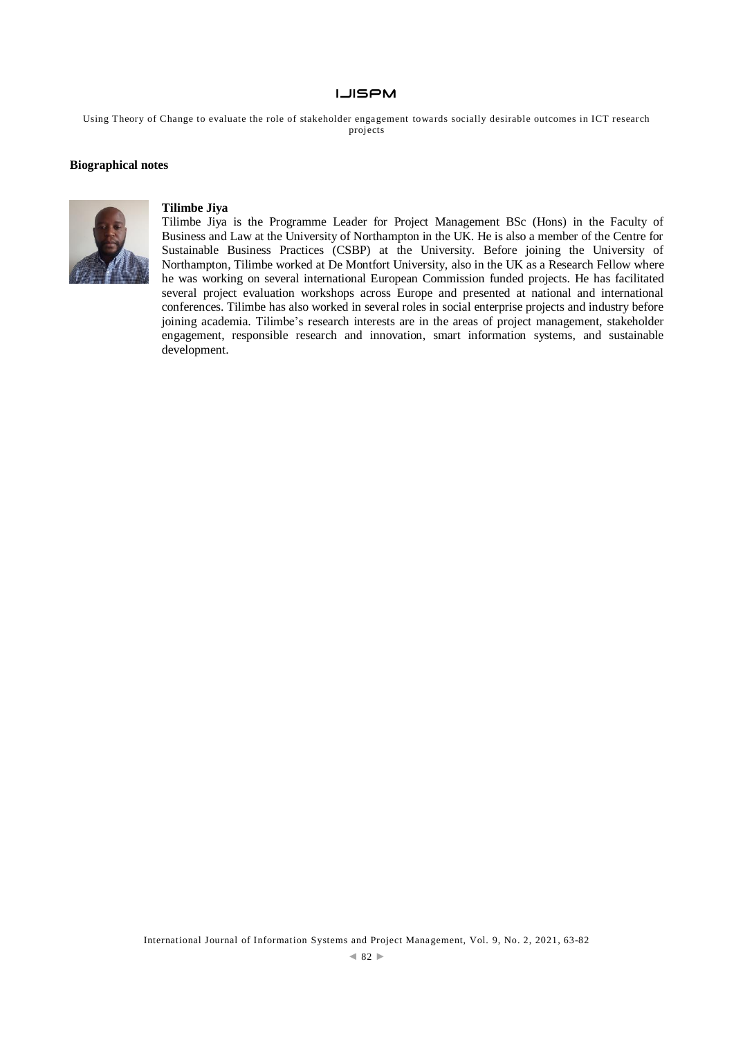## Biographical notes

**Tilimbe Jiya**

Tilimbe Jiya is the Programme Leader for Project Management BSc (Hons) in the Faculty of Business and Law at the University of Northampton in the UK. He is also a member of the Centre for Sustainable Business Practices (CSBP) at the University. Before joining the University of Northampton, Tilimbe worked at De Montfort University, also in the UK as a Research Fellow where he was working on several international European Commission funded projects. He has facilitated several project evaluation workshops across Europe and presented at national and international conferences. Tilimbe has also worked in several roles in social enterprise projects and industry before joining academia. Tilimbe's research interests are in the areas of project management, stakeholder engagement, responsible research and innovation, smart information systems, and sustainable development.